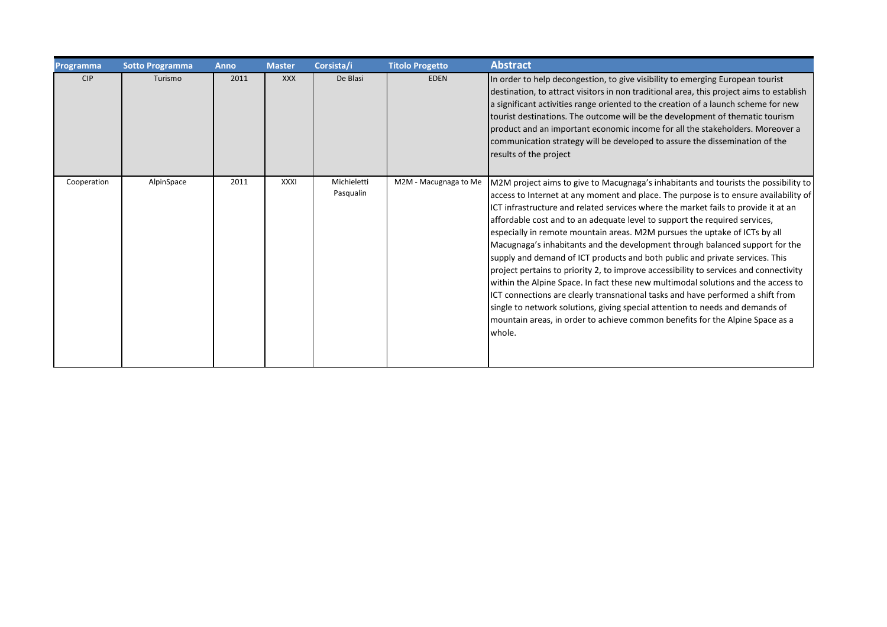| Programma | Sotto Programma | Anno | Master | Corsista/i | Titolo Progetto | Abstract |
|---|---|---|---|---|---|---|
| CIP | Turismo | 2011 | XXX | De Blasi | EDEN | In order to help decongestion, to give visibility to emerging European tourist destination, to attract visitors in non traditional area, this project aims to establish a significant activities range oriented to the creation of a launch scheme for new tourist destinations. The outcome will be the development of thematic tourism product and an important economic income for all the stakeholders. Moreover a communication strategy will be developed to assure the dissemination of the results of the project |
| Cooperation | AlpinSpace | 2011 | XXXI | Michieletti Pasqualin | M2M - Macugnaga to Me | M2M project aims to give to Macugnaga's inhabitants and tourists the possibility to access to Internet at any moment and place. The purpose is to ensure availability of ICT infrastructure and related services where the market fails to provide it at an affordable cost and to an adequate level to support the required services, especially in remote mountain areas. M2M pursues the uptake of ICTs by all Macugnaga's inhabitants and the development through balanced support for the supply and demand of ICT products and both public and private services. This project pertains to priority 2, to improve accessibility to services and connectivity within the Alpine Space. In fact these new multimodal solutions and the access to ICT connections are clearly transnational tasks and have performed a shift from single to network solutions, giving special attention to needs and demands of mountain areas, in order to achieve common benefits for the Alpine Space as a whole. |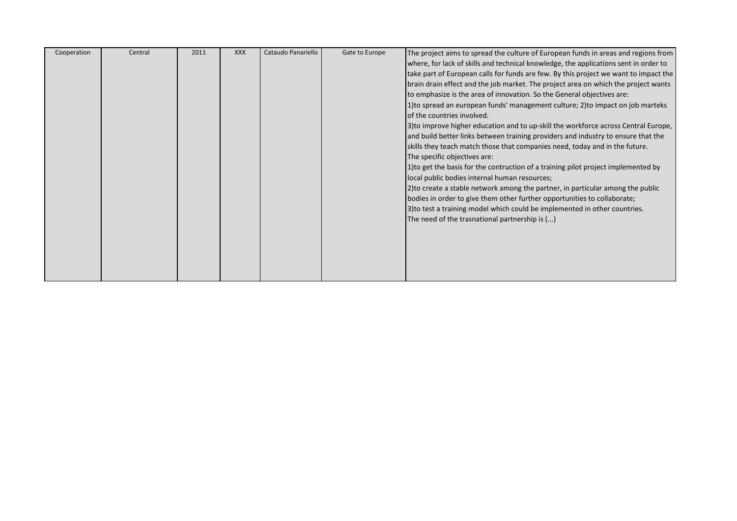| Cooperation | Central | 2011 | XXX | Cataudo Panariello | Gate to Europe | The project aims to spread the culture of European funds in areas and regions from where, for lack of skills and technical knowledge, the applications sent in order to take part of European calls for funds are few. By this project we want to impact the brain drain effect and the job market. The project area on which the project wants to emphasize is the area of innovation. So the General objectives are: <br>1)to spread an european funds' management culture; 2)to impact on job marteks of the countries involved. <br>3)to improve higher education and to up-skill the workforce across Central Europe, and build better links between training providers and industry to ensure that the skills they teach match those that companies need, today and in the future. <br>The specific objectives are: <br>1)to get the basis for the contruction of a training pilot project implemented by local public bodies internal human resources; <br>2)to create a stable network among the partner, in particular among the public bodies in order to give them other further opportunities to collaborate; <br>3)to test a training model which could be implemented in other countries. <br>The need of the trasnational partnership is (...) |
|---|---|---|---|---|---|---|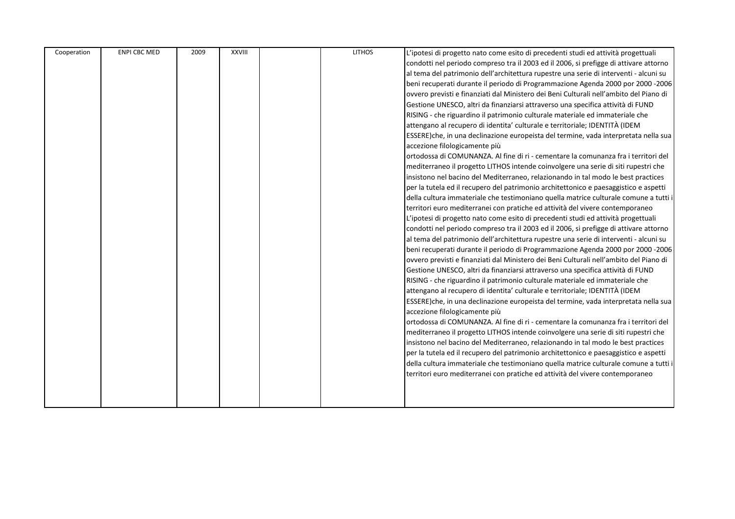| Cooperation | ENPI CBC MED | 2009 | XXVIII | | LITHOS | L'ipotesi di progetto nato come esito di precedenti studi ed attività progettuali condotti nel periodo compreso tra il 2003 ed il 2006, si prefigge di attivare attorno al tema del patrimonio dell'architettura rupestre una serie di interventi - alcuni su beni recuperati durante il periodo di Programmazione Agenda 2000 por 2000 -2006 ovvero previsti e finanziati dal Ministero dei Beni Culturali nell'ambito del Piano di Gestione UNESCO, altri da finanziarsi attraverso una specifica attività di FUND RISING - che riguardino il patrimonio culturale materiale ed immateriale che attengano al recupero di identita' culturale e territoriale; IDENTITÀ (IDEM ESSERE)che, in una declinazione europeista del termine, vada interpretata nella sua accezione filologicamente più<br>ortodossa di COMUNANZA. Al fine di ri - cementare la comunanza fra i territori del mediterraneo il progetto LITHOS intende coinvolgere una serie di siti rupestri che insistono nel bacino del Mediterraneo, relazionando in tal modo le best practices per la tutela ed il recupero del patrimonio architettonico e paesaggistico e aspetti della cultura immateriale che testimoniano quella matrice culturale comune a tutti i territori euro mediterranei con pratiche ed attività del vivere contemporaneo<br>L'ipotesi di progetto nato come esito di precedenti studi ed attività progettuali condotti nel periodo compreso tra il 2003 ed il 2006, si prefigge di attivare attorno al tema del patrimonio dell'architettura rupestre una serie di interventi - alcuni su beni recuperati durante il periodo di Programmazione Agenda 2000 por 2000 -2006 ovvero previsti e finanziati dal Ministero dei Beni Culturali nell'ambito del Piano di Gestione UNESCO, altri da finanziarsi attraverso una specifica attività di FUND RISING - che riguardino il patrimonio culturale materiale ed immateriale che attengano al recupero di identita' culturale e territoriale; IDENTITÀ (IDEM ESSERE)che, in una declinazione europeista del termine, vada interpretata nella sua accezione filologicamente più<br>ortodossa di COMUNANZA. Al fine di ri - cementare la comunanza fra i territori del mediterraneo il progetto LITHOS intende coinvolgere una serie di siti rupestri che insistono nel bacino del Mediterraneo, relazionando in tal modo le best practices per la tutela ed il recupero del patrimonio architettonico e paesaggistico e aspetti della cultura immateriale che testimoniano quella matrice culturale comune a tutti i territori euro mediterranei con pratiche ed attività del vivere contemporaneo |
|---|---|---|---|---|---|---|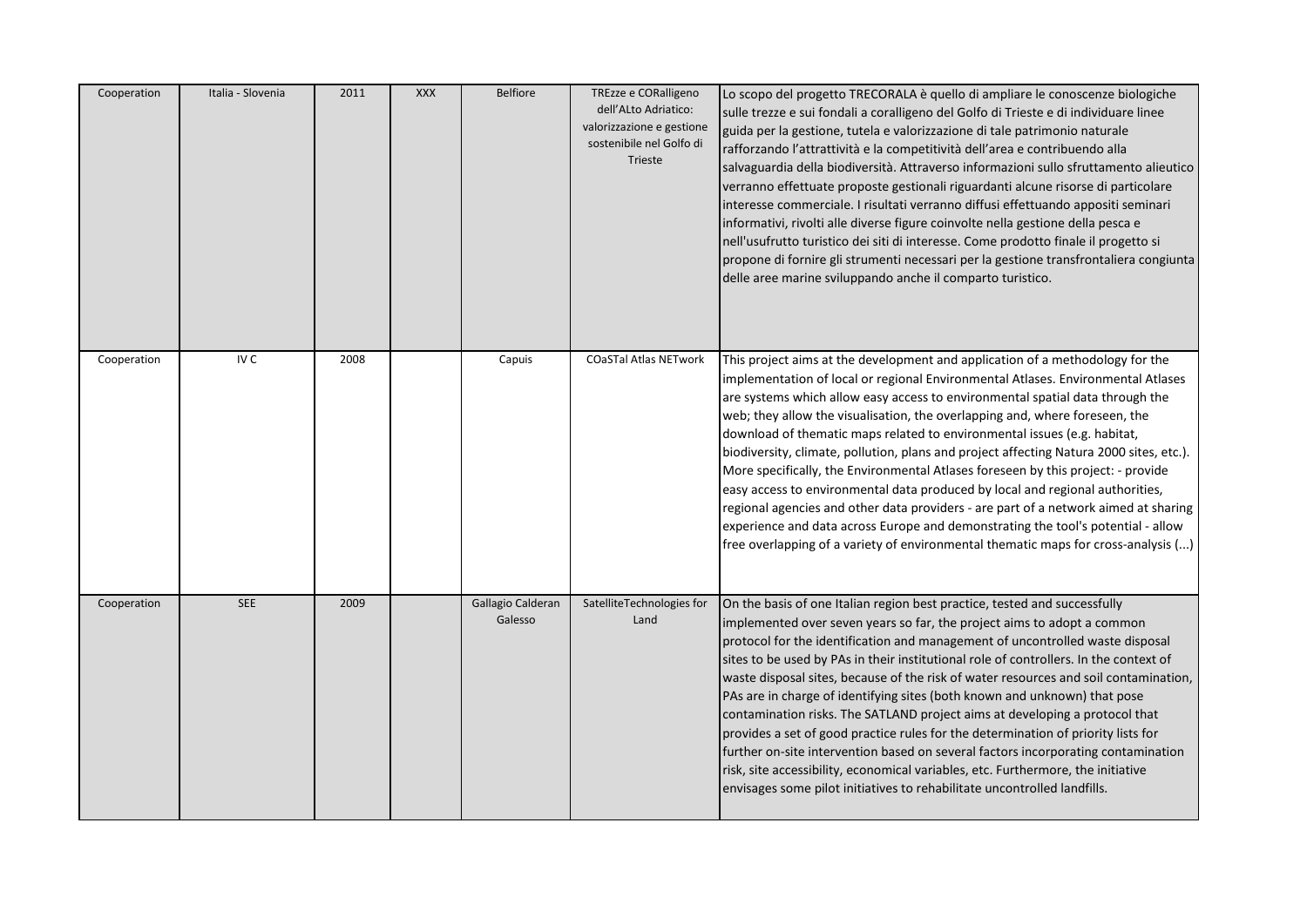| | | | | | | |
|---|---|---|---|---|---|---|
| Cooperation | Italia - Slovenia | 2011 | XXX | Belfiore | TREzze e CORalligeno dell'ALto Adriatico: valorizzazione e gestione sostenibile nel Golfo di Trieste | Lo scopo del progetto TRECORALA è quello di ampliare le conoscenze biologiche sulle trezze e sui fondali a coralligeno del Golfo di Trieste e di individuare linee guida per la gestione, tutela e valorizzazione di tale patrimonio naturale rafforzando l'attrattività e la competitività dell'area e contribuendo alla salvaguardia della biodiversità. Attraverso informazioni sullo sfruttamento alieutico verranno effettuate proposte gestionali riguardanti alcune risorse di particolare interesse commerciale. I risultati verranno diffusi effettuando appositi seminari informativi, rivolti alle diverse figure coinvolte nella gestione della pesca e nell'usufrutto turistico dei siti di interesse. Come prodotto finale il progetto si propone di fornire gli strumenti necessari per la gestione transfrontaliera congiunta delle aree marine sviluppando anche il comparto turistico. |
| Cooperation | IV C | 2008 | | Capuis | COaSTal Atlas NETwork | This project aims at the development and application of a methodology for the implementation of local or regional Environmental Atlases. Environmental Atlases are systems which allow easy access to environmental spatial data through the web; they allow the visualisation, the overlapping and, where foreseen, the download of thematic maps related to environmental issues (e.g. habitat, biodiversity, climate, pollution, plans and project affecting Natura 2000 sites, etc.). More specifically, the Environmental Atlases foreseen by this project: - provide easy access to environmental data produced by local and regional authorities, regional agencies and other data providers - are part of a network aimed at sharing experience and data across Europe and demonstrating the tool's potential - allow free overlapping of a variety of environmental thematic maps for cross-analysis (...) |
| Cooperation | SEE | 2009 | | Gallagio Calderan Galesso | SatelliteTechnologies for Land | On the basis of one Italian region best practice, tested and successfully implemented over seven years so far, the project aims to adopt a common protocol for the identification and management of uncontrolled waste disposal sites to be used by PAs in their institutional role of controllers. In the context of waste disposal sites, because of the risk of water resources and soil contamination, PAs are in charge of identifying sites (both known and unknown) that pose contamination risks. The SATLAND project aims at developing a protocol that provides a set of good practice rules for the determination of priority lists for further on-site intervention based on several factors incorporating contamination risk, site accessibility, economical variables, etc. Furthermore, the initiative envisages some pilot initiatives to rehabilitate uncontrolled landfills. |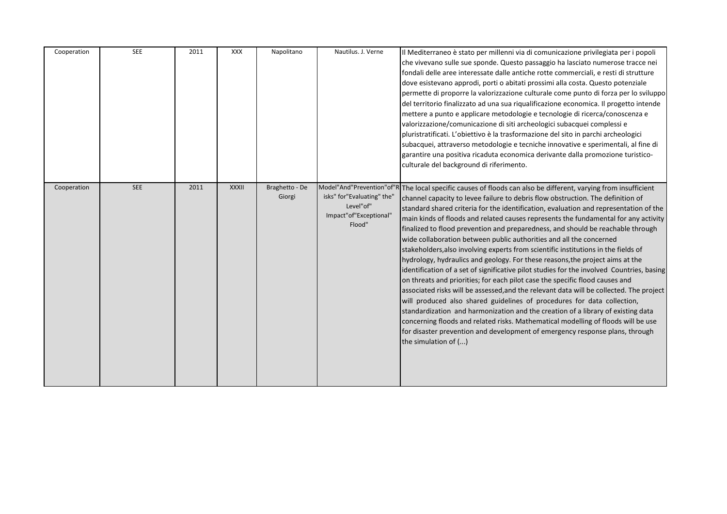| Cooperation | SEE | 2011 | XXX | Napolitano | Nautilus. J. Verne | Il Mediterraneo è stato per millenni via di comunicazione privilegiata per i popoli che vivevano sulle sue sponde. Questo passaggio ha lasciato numerose tracce nei fondali delle aree interessate dalle antiche rotte commerciali, e resti di strutture dove esistevano approdi, porti o abitati prossimi alla costa. Questo potenziale permette di proporre la valorizzazione culturale come punto di forza per lo sviluppo del territorio finalizzato ad una sua riqualificazione economica. Il progetto intende mettere a punto e applicare metodologie e tecnologie di ricerca/conoscenza e valorizzazione/comunicazione di siti archeologici subacquei complessi e pluristratificati. L'obiettivo è la trasformazione del sito in parchi archeologici subacquei, attraverso metodologie e tecniche innovative e sperimentali, al fine di garantire una positiva ricaduta economica derivante dalla promozione turistico-culturale del background di riferimento. |
|---|---|---|---|---|---|---|
| Cooperation | SEE | 2011 | XXXII | Braghetto - De Giorgi | Model"And"Prevention"of"Risks" for"Evaluating" the" Level"of" Impact"of"Exceptional" Flood" | The local specific causes of floods can also be different, varying from insufficient channel capacity to levee failure to debris flow obstruction. The definition of standard shared criteria for the identification, evaluation and representation of the main kinds of floods and related causes represents the fundamental for any activity finalized to flood prevention and preparedness, and should be reachable through wide collaboration between public authorities and all the concerned stakeholders,also involving experts from scientific institutions in the fields of hydrology, hydraulics and geology. For these reasons,the project aims at the identification of a set of significative pilot studies for the involved Countries, basing on threats and priorities; for each pilot case the specific flood causes and associated risks will be assessed,and the relevant data will be collected. The project will produced also shared guidelines of procedures for data collection, standardization and harmonization and the creation of a library of existing data concerning floods and related risks. Mathematical modelling of floods will be use for disaster prevention and development of emergency response plans, through the simulation of (...) |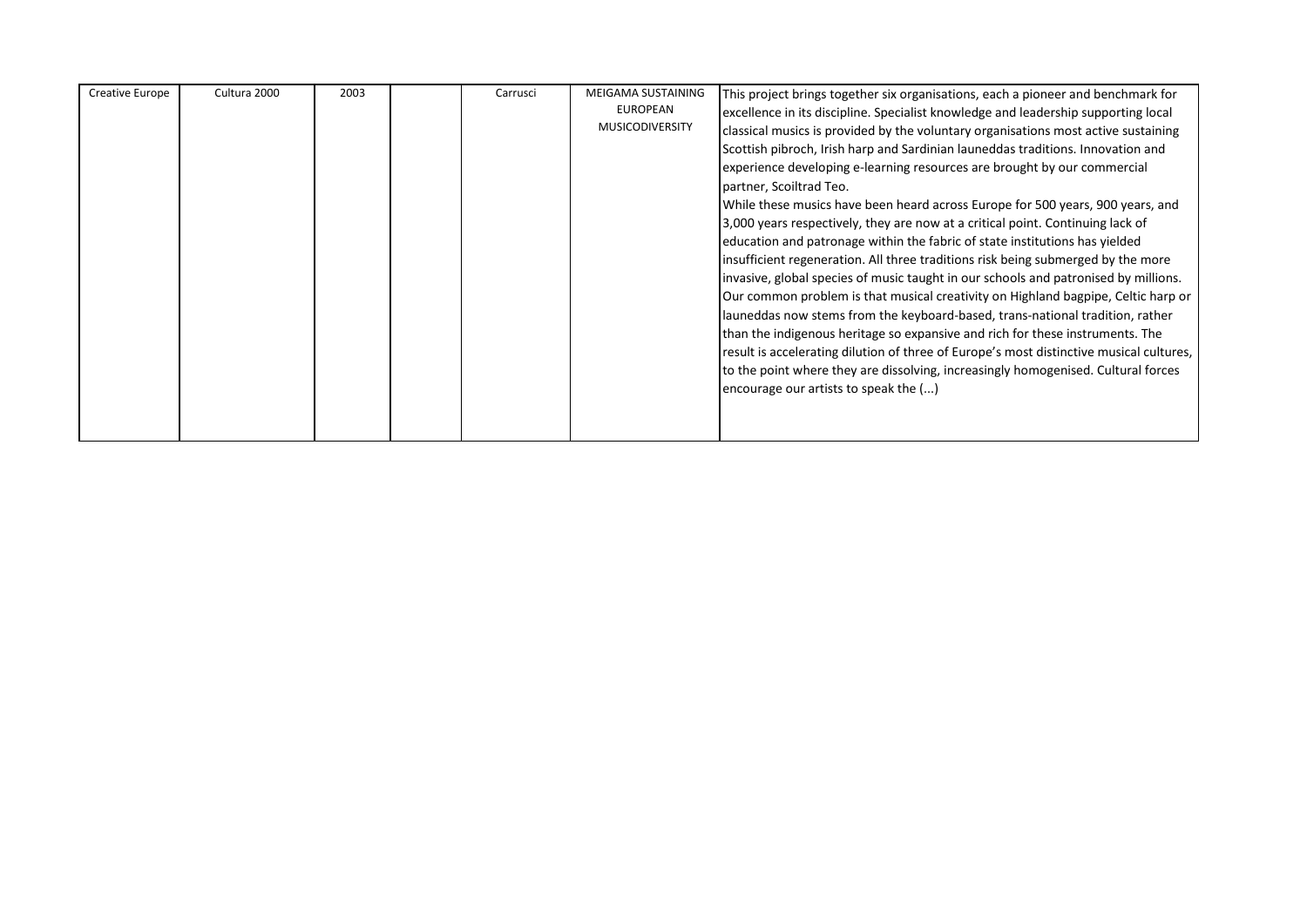| Creative Europe | Cultura 2000 | 2003 | | Carrusci | MEIGAMA SUSTAINING EUROPEAN MUSICODIVERSITY | This project brings together six organisations, each a pioneer and benchmark for excellence in its discipline. Specialist knowledge and leadership supporting local classical musics is provided by the voluntary organisations most active sustaining Scottish pibroch, Irish harp and Sardinian launeddas traditions. Innovation and experience developing e-learning resources are brought by our commercial partner, Scoiltrad Teo.<br>While these musics have been heard across Europe for 500 years, 900 years, and 3,000 years respectively, they are now at a critical point. Continuing lack of education and patronage within the fabric of state institutions has yielded insufficient regeneration. All three traditions risk being submerged by the more invasive, global species of music taught in our schools and patronised by millions. Our common problem is that musical creativity on Highland bagpipe, Celtic harp or launeddas now stems from the keyboard-based, trans-national tradition, rather than the indigenous heritage so expansive and rich for these instruments. The result is accelerating dilution of three of Europe's most distinctive musical cultures, to the point where they are dissolving, increasingly homogenised. Cultural forces encourage our artists to speak the (...) |
|---|---|---|---|---|---|---|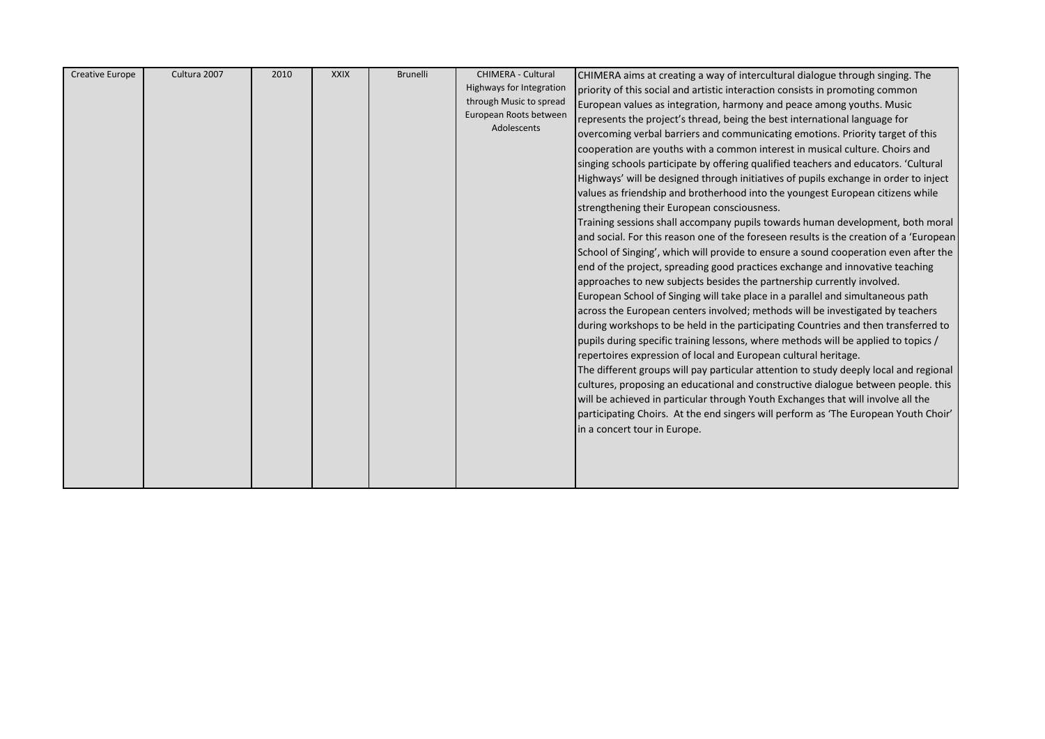| | | | | | | |
|---|---|---|---|---|---|---|
| Creative Europe | Cultura 2007 | 2010 | XXIX | Brunelli | CHIMERA - Cultural Highways for Integration through Music to spread European Roots between Adolescents | CHIMERA aims at creating a way of intercultural dialogue through singing. The priority of this social and artistic interaction consists in promoting common European values as integration, harmony and peace among youths. Music represents the project's thread, being the best international language for overcoming verbal barriers and communicating emotions. Priority target of this cooperation are youths with a common interest in musical culture. Choirs and singing schools participate by offering qualified teachers and educators. 'Cultural Highways' will be designed through initiatives of pupils exchange in order to inject values as friendship and brotherhood into the youngest European citizens while strengthening their European consciousness.<br>Training sessions shall accompany pupils towards human development, both moral and social. For this reason one of the foreseen results is the creation of a 'European School of Singing', which will provide to ensure a sound cooperation even after the end of the project, spreading good practices exchange and innovative teaching approaches to new subjects besides the partnership currently involved.<br>European School of Singing will take place in a parallel and simultaneous path across the European centers involved; methods will be investigated by teachers during workshops to be held in the participating Countries and then transferred to pupils during specific training lessons, where methods will be applied to topics / repertoires expression of local and European cultural heritage.<br>The different groups will pay particular attention to study deeply local and regional cultures, proposing an educational and constructive dialogue between people. this will be achieved in particular through Youth Exchanges that will involve all the participating Choirs. At the end singers will perform as 'The European Youth Choir' in a concert tour in Europe. |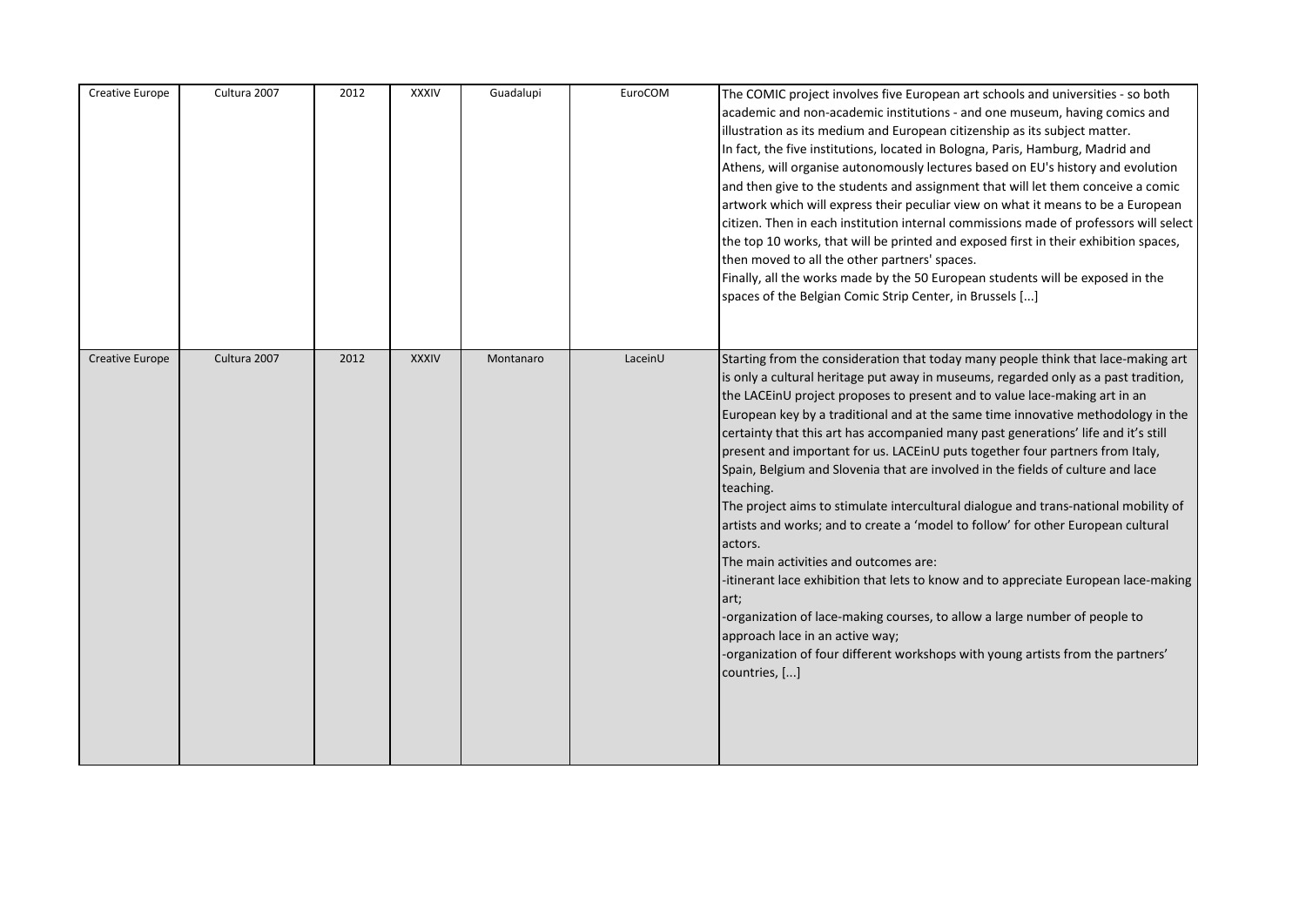| Creative Europe | Cultura 2007 | 2012 | XXXIV | Guadalupi | EuroCOM | The COMIC project involves five European art schools and universities - so both academic and non-academic institutions - and one museum, having comics and illustration as its medium and European citizenship as its subject matter.<br>In fact, the five institutions, located in Bologna, Paris, Hamburg, Madrid and Athens, will organise autonomously lectures based on EU's history and evolution and then give to the students and assignment that will let them conceive a comic artwork which will express their peculiar view on what it means to be a European citizen. Then in each institution internal commissions made of professors will select the top 10 works, that will be printed and exposed first in their exhibition spaces, then moved to all the other partners' spaces.<br>Finally, all the works made by the 50 European students will be exposed in the spaces of the Belgian Comic Strip Center, in Brussels [...] |
|---|---|---|---|---|---|---|
| Creative Europe | Cultura 2007 | 2012 | XXXIV | Montanaro | LaceinU | Starting from the consideration that today many people think that lace-making art is only a cultural heritage put away in museums, regarded only as a past tradition, the LACEinU project proposes to present and to value lace-making art in an European key by a traditional and at the same time innovative methodology in the certainty that this art has accompanied many past generations' life and it's still present and important for us. LACEinU puts together four partners from Italy, Spain, Belgium and Slovenia that are involved in the fields of culture and lace teaching.<br>The project aims to stimulate intercultural dialogue and trans-national mobility of artists and works; and to create a 'model to follow' for other European cultural actors.<br>The main activities and outcomes are:<br>-itinerant lace exhibition that lets to know and to appreciate European lace-making art;<br>-organization of lace-making courses, to allow a large number of people to approach lace in an active way;<br>-organization of four different workshops with young artists from the partners' countries, [...] |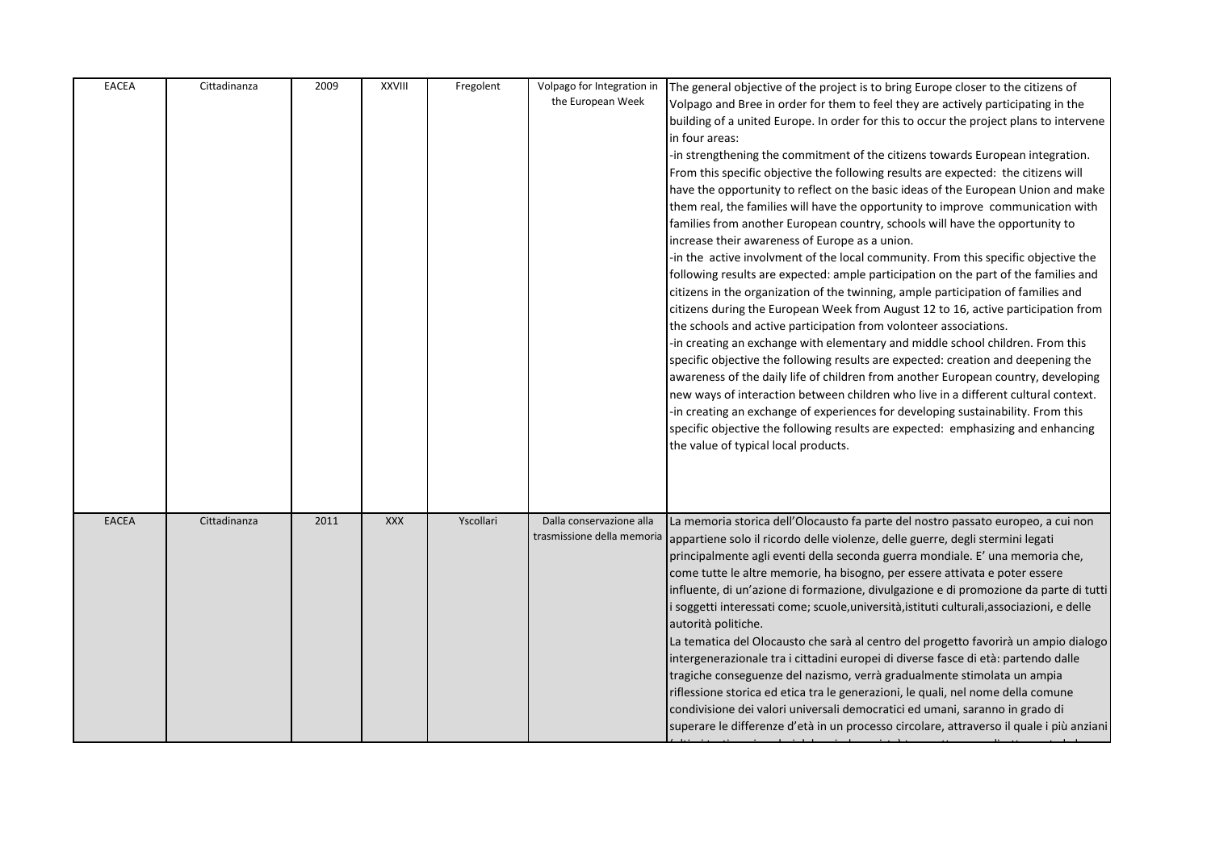| EACEA | Cittadinanza | 2009 | XXVIII | Fregolent | Volpago for Integration in the European Week | The general objective of the project is to bring Europe closer to the citizens of Volpago and Bree in order for them to feel they are actively participating in the building of a united Europe. In order for this to occur the project plans to intervene in four areas:<br>-in strengthening the commitment of the citizens towards European integration. From this specific objective the following results are expected: the citizens will have the opportunity to reflect on the basic ideas of the European Union and make them real, the families will have the opportunity to improve communication with families from another European country, schools will have the opportunity to increase their awareness of Europe as a union.<br>-in the active involvment of the local community. From this specific objective the following results are expected: ample participation on the part of the families and citizens in the organization of the twinning, ample participation of families and citizens during the European Week from August 12 to 16, active participation from the schools and active participation from volonteer associations.<br>-in creating an exchange with elementary and middle school children. From this specific objective the following results are expected: creation and deepening the awareness of the daily life of children from another European country, developing new ways of interaction between children who live in a different cultural context.<br>-in creating an exchange of experiences for developing sustainability. From this specific objective the following results are expected: emphasizing and enhancing the value of typical local products. |
|---|---|---|---|---|---|---|
| EACEA | Cittadinanza | 2011 | XXX | Yscollari | Dalla conservazione alla trasmissione della memoria | La memoria storica dell'Olocausto fa parte del nostro passato europeo, a cui non appartiene solo il ricordo delle violenze, delle guerre, degli stermini legati principalmente agli eventi della seconda guerra mondiale. E' una memoria che, come tutte le altre memorie, ha bisogno, per essere attivata e poter essere influente, di un'azione di formazione, divulgazione e di promozione da parte di tutti i soggetti interessati come; scuole,università,istituti culturali,associazioni, e delle autorità politiche.<br>La tematica del Olocausto che sarà al centro del progetto favorirà un ampio dialogo intergenerazionale tra i cittadini europei di diverse fasce di età: partendo dalle tragiche conseguenze del nazismo, verrà gradualmente stimolata un ampia riflessione storica ed etica tra le generazioni, le quali, nel nome della comune condivisione dei valori universali democratici ed umani, saranno in grado di superare le differenze d'età in un processo circolare, attraverso il quale i più anziani |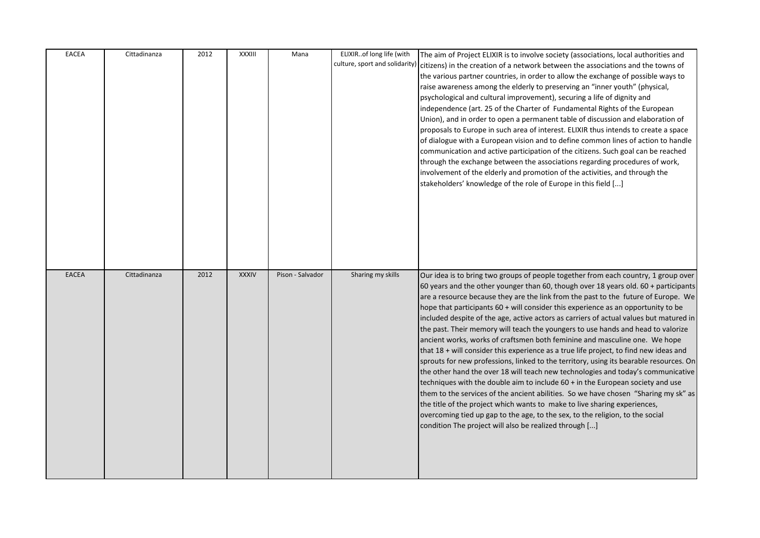| EACEA | Cittadinanza | 2012 | XXXIII | Mana | ELIXIR..of long life (with culture, sport and solidarity) | The aim of Project ELIXIR is to involve society (associations, local authorities and citizens) in the creation of a network between the associations and the towns of the various partner countries, in order to allow the exchange of possible ways to raise awareness among the elderly to preserving an "inner youth" (physical, psychological and cultural improvement), securing a life of dignity and independence (art. 25 of the Charter of Fundamental Rights of the European Union), and in order to open a permanent table of discussion and elaboration of proposals to Europe in such area of interest. ELIXIR thus intends to create a space of dialogue with a European vision and to define common lines of action to handle communication and active participation of the citizens. Such goal can be reached through the exchange between the associations regarding procedures of work, involvement of the elderly and promotion of the activities, and through the stakeholders' knowledge of the role of Europe in this field [...] |
|---|---|---|---|---|---|---|
| EACEA | Cittadinanza | 2012 | XXXIV | Pison - Salvador | Sharing my skills | Our idea is to bring two groups of people together from each country, 1 group over 60 years and the other younger than 60, though over 18 years old. 60 + participants are a resource because they are the link from the past to the future of Europe. We hope that participants 60 + will consider this experience as an opportunity to be included despite of the age, active actors as carriers of actual values but matured in the past. Their memory will teach the youngers to use hands and head to valorize ancient works, works of craftsmen both feminine and masculine one. We hope that 18 + will consider this experience as a true life project, to find new ideas and sprouts for new professions, linked to the territory, using its bearable resources. On the other hand the over 18 will teach new technologies and today's communicative techniques with the double aim to include 60 + in the European society and use them to the services of the ancient abilities. So we have chosen "Sharing my sk" as the title of the project which wants to make to live sharing experiences, overcoming tied up gap to the age, to the sex, to the religion, to the social condition The project will also be realized through [...] |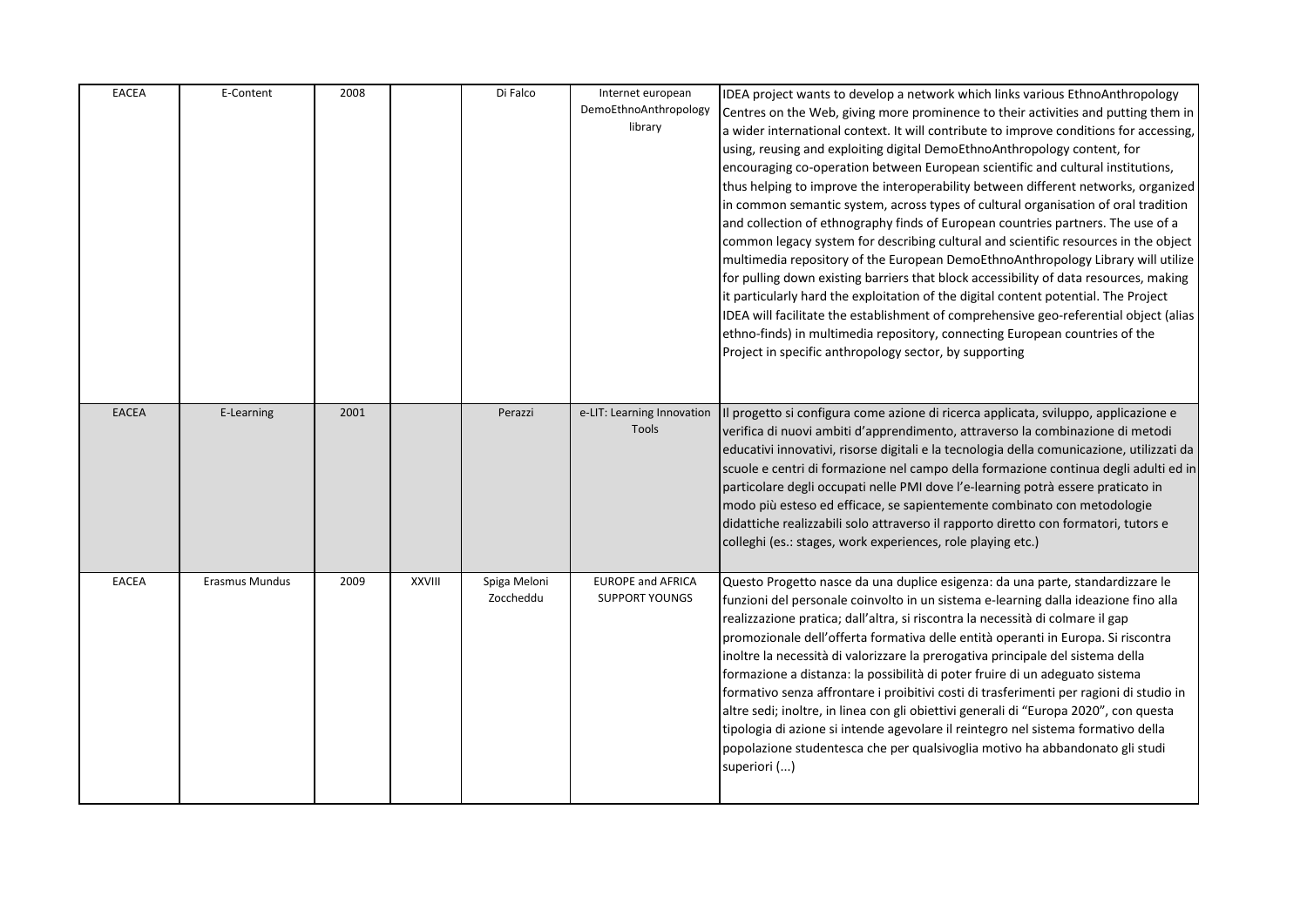| EACEA | E-Content | 2008 | | Di Falco | Internet european DemoEthnoAnthropology library | IDEA project wants to develop a network which links various EthnoAnthropology Centres on the Web, giving more prominence to their activities and putting them in a wider international context. It will contribute to improve conditions for accessing, using, reusing and exploiting digital DemoEthnoAnthropology content, for encouraging co-operation between European scientific and cultural institutions, thus helping to improve the interoperability between different networks, organized in common semantic system, across types of cultural organisation of oral tradition and collection of ethnography finds of European countries partners. The use of a common legacy system for describing cultural and scientific resources in the object multimedia repository of the European DemoEthnoAnthropology Library will utilize for pulling down existing barriers that block accessibility of data resources, making it particularly hard the exploitation of the digital content potential. The Project IDEA will facilitate the establishment of comprehensive geo-referential object (alias ethno-finds) in multimedia repository, connecting European countries of the Project in specific anthropology sector, by supporting |
|---|---|---|---|---|---|---|
| EACEA | E-Learning | 2001 | | Perazzi | e-LIT: Learning Innovation Tools | Il progetto si configura come azione di ricerca applicata, sviluppo, applicazione e verifica di nuovi ambiti d'apprendimento, attraverso la combinazione di metodi educativi innovativi, risorse digitali e la tecnologia della comunicazione, utilizzati da scuole e centri di formazione nel campo della formazione continua degli adulti ed in particolare degli occupati nelle PMI dove l'e-learning potrà essere praticato in modo più esteso ed efficace, se sapientemente combinato con metodologie didattiche realizzabili solo attraverso il rapporto diretto con formatori, tutors e colleghi (es.: stages, work experiences, role playing etc.) |
| EACEA | Erasmus Mundus | 2009 | XXVIII | Spiga Meloni Zoccheddu | EUROPE and AFRICA SUPPORT YOUNGS | Questo Progetto nasce da una duplice esigenza: da una parte, standardizzare le funzioni del personale coinvolto in un sistema e-learning dalla ideazione fino alla realizzazione pratica; dall'altra, si riscontra la necessità di colmare il gap promozionale dell'offerta formativa delle entità operanti in Europa. Si riscontra inoltre la necessità di valorizzare la prerogativa principale del sistema della formazione a distanza: la possibilità di poter fruire di un adeguato sistema formativo senza affrontare i proibitivi costi di trasferimenti per ragioni di studio in altre sedi; inoltre, in linea con gli obiettivi generali di "Europa 2020", con questa tipologia di azione si intende agevolare il reintegro nel sistema formativo della popolazione studentesca che per qualsivoglia motivo ha abbandonato gli studi superiori (...) |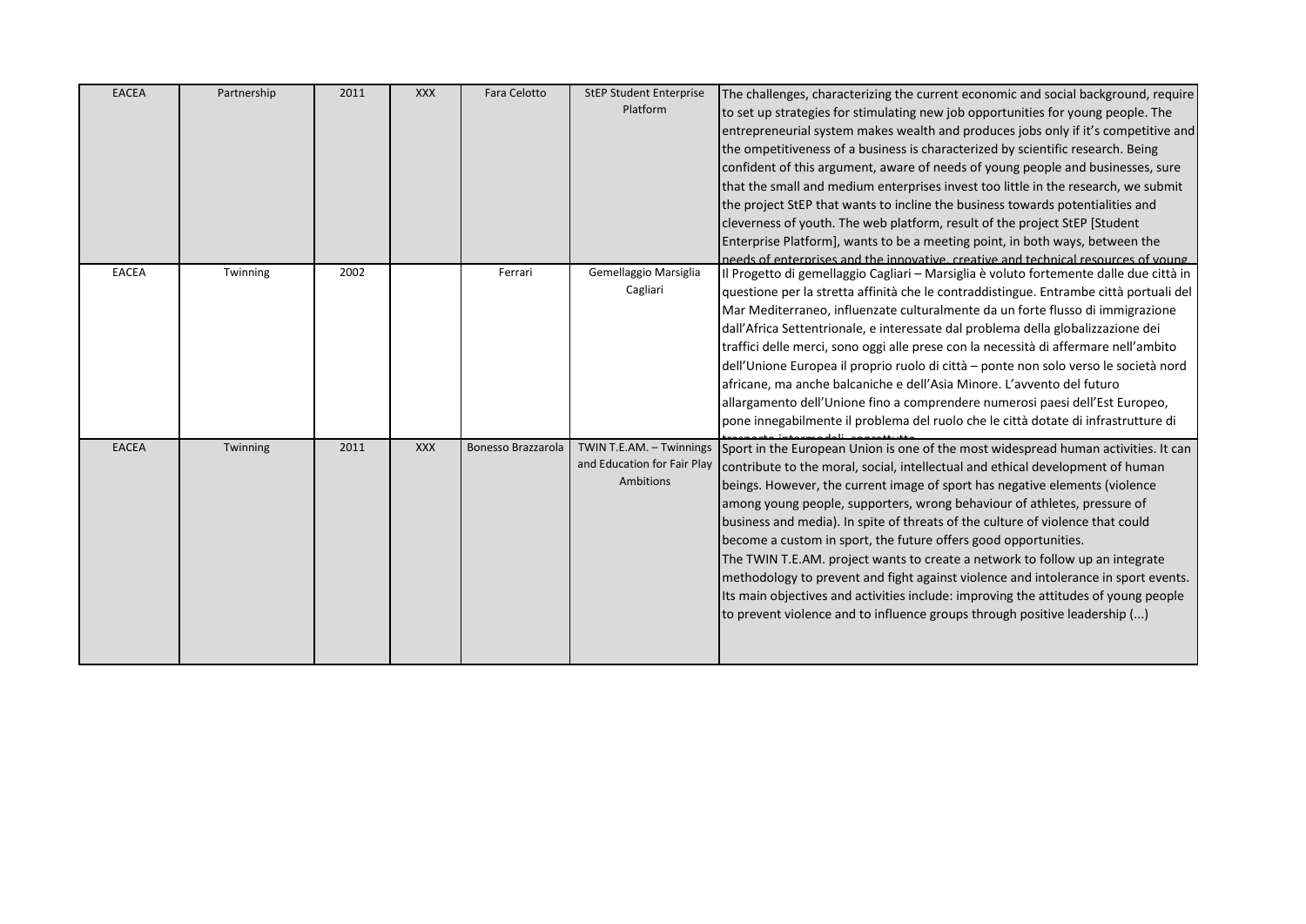| EACEA | Partnership | 2011 | XXX | Fara Celotto | StEP Student Enterprise Platform | The challenges, characterizing the current economic and social background, require to set up strategies for stimulating new job opportunities for young people. The entrepreneurial system makes wealth and produces jobs only if it's competitive and the ompetitiveness of a business is characterized by scientific research. Being confident of this argument, aware of needs of young people and businesses, sure that the small and medium enterprises invest too little in the research, we submit the project StEP that wants to incline the business towards potentialities and cleverness of youth. The web platform, result of the project StEP [Student Enterprise Platform], wants to be a meeting point, in both ways, between the needs of enterprises and the innovative, creative and technical resources of young |
|---|---|---|---|---|---|---|
| EACEA | Twinning | 2002 | | Ferrari | Gemellaggio Marsiglia Cagliari | Il Progetto di gemellaggio Cagliari – Marsiglia è voluto fortemente dalle due città in questione per la stretta affinità che le contraddistingue. Entrambe città portuali del Mar Mediterraneo, influenzate culturalmente da un forte flusso di immigrazione dall'Africa Settentrionale, e interessate dal problema della globalizzazione dei traffici delle merci, sono oggi alle prese con la necessità di affermare nell'ambito dell'Unione Europea il proprio ruolo di città – ponte non solo verso le società nord africane, ma anche balcaniche e dell'Asia Minore. L'avvento del futuro allargamento dell'Unione fino a comprendere numerosi paesi dell'Est Europeo, pone innegabilmente il problema del ruolo che le città dotate di infrastrutture di trasporto intermodali, soprattutto |
| EACEA | Twinning | 2011 | XXX | Bonesso Brazzarola | TWIN T.E.AM. – Twinnings and Education for Fair Play Ambitions | Sport in the European Union is one of the most widespread human activities. It can contribute to the moral, social, intellectual and ethical development of human beings. However, the current image of sport has negative elements (violence among young people, supporters, wrong behaviour of athletes, pressure of business and media). In spite of threats of the culture of violence that could become a custom in sport, the future offers good opportunities. The TWIN T.E.AM. project wants to create a network to follow up an integrate methodology to prevent and fight against violence and intolerance in sport events. Its main objectives and activities include: improving the attitudes of young people to prevent violence and to influence groups through positive leadership (...) |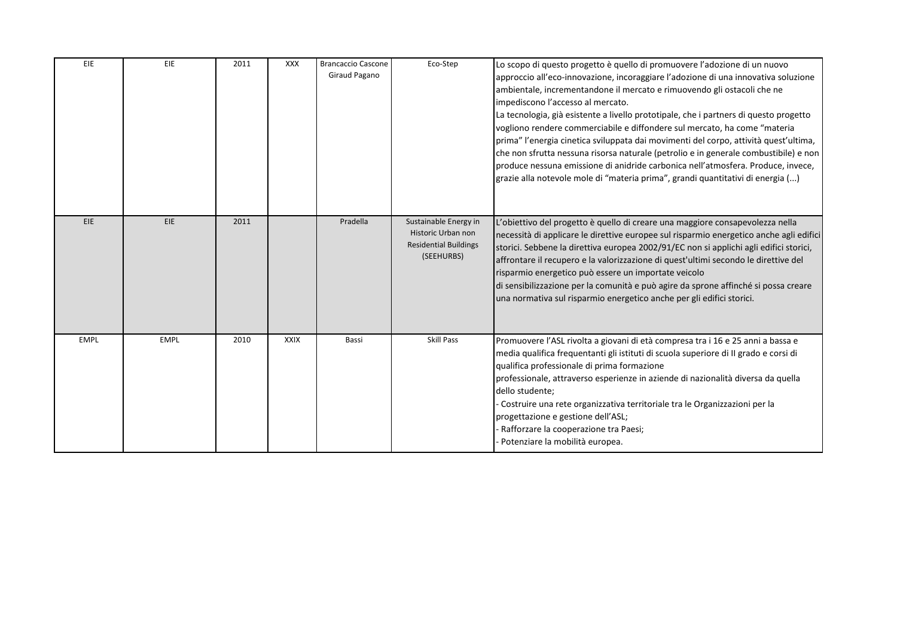| | | | | | | |
|---|---|---|---|---|---|---|
| EIE | EIE | 2011 | XXX | Brancaccio Cascone Giraud Pagano | Eco-Step | Lo scopo di questo progetto è quello di promuovere l'adozione di un nuovo approccio all'eco-innovazione, incoraggiare l'adozione di una innovativa soluzione ambientale, incrementandone il mercato e rimuovendo gli ostacoli che ne impediscono l'accesso al mercato.<br>La tecnologia, già esistente a livello prototipale, che i partners di questo progetto vogliono rendere commerciabile e diffondere sul mercato, ha come "materia prima" l'energia cinetica sviluppata dai movimenti del corpo, attività quest'ultima, che non sfrutta nessuna risorsa naturale (petrolio e in generale combustibile) e non produce nessuna emissione di anidride carbonica nell'atmosfera. Produce, invece, grazie alla notevole mole di "materia prima", grandi quantitativi di energia (...) |
| EIE | EIE | 2011 | | Pradella | Sustainable Energy in Historic Urban non Residential Buildings (SEEHURBS) | L'obiettivo del progetto è quello di creare una maggiore consapevolezza nella necessità di applicare le direttive europee sul risparmio energetico anche agli edifici storici. Sebbene la direttiva europea 2002/91/EC non si applichi agli edifici storici, affrontare il recupero e la valorizzazione di quest'ultimi secondo le direttive del risparmio energetico può essere un importante veicolo<br>di sensibilizzazione per la comunità e può agire da sprone affinché si possa creare una normativa sul risparmio energetico anche per gli edifici storici. |
| EMPL | EMPL | 2010 | XXIX | Bassi | Skill Pass | Promuovere l'ASL rivolta a giovani di età compresa tra i 16 e 25 anni a bassa e media qualifica frequentanti gli istituti di scuola superiore di II grado e corsi di qualifica professionale di prima formazione<br>professionale, attraverso esperienze in aziende di nazionalità diversa da quella dello studente;<br>- Costruire una rete organizzativa territoriale tra le Organizzazioni per la progettazione e gestione dell'ASL;<br>- Rafforzare la cooperazione tra Paesi;<br>- Potenziare la mobilità europea. |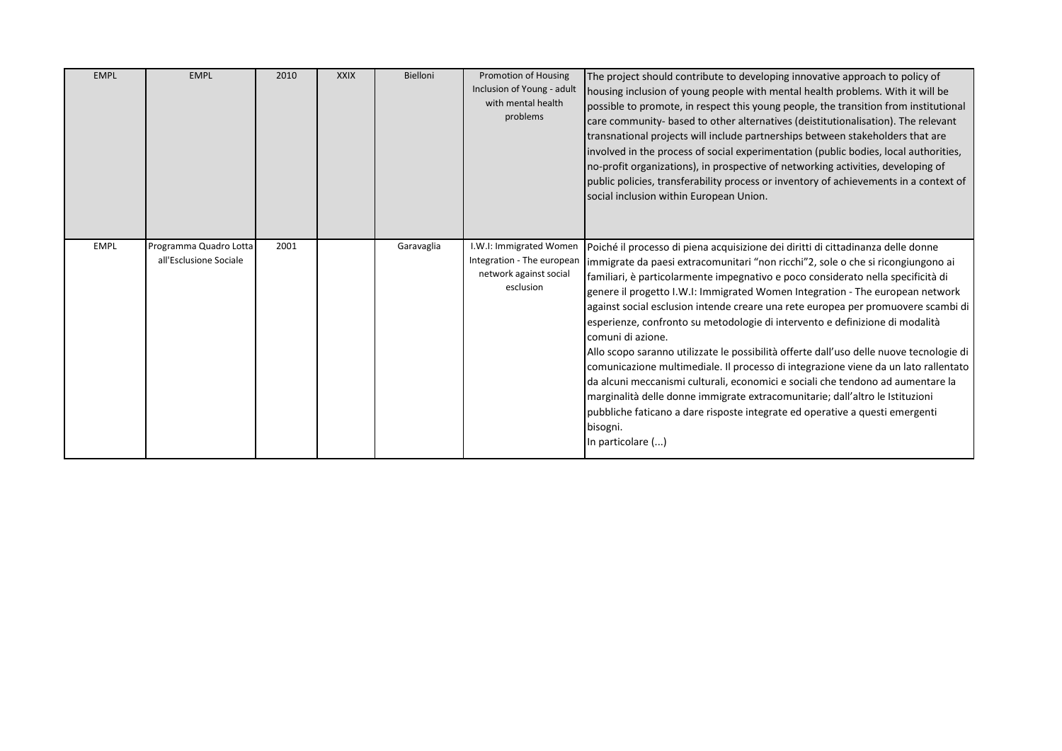| | | | | | | |
|---|---|---|---|---|---|---|
| EMPL | EMPL | 2010 | XXIX | Bielloni | Promotion of Housing Inclusion of Young - adult with mental health problems | The project should contribute to developing innovative approach to policy of housing inclusion of young people with mental health problems. With it will be possible to promote, in respect this young people, the transition from institutional care community- based to other alternatives (deistitutionalisation). The relevant transnational projects will include partnerships between stakeholders that are involved in the process of social experimentation (public bodies, local authorities, no-profit organizations), in prospective of networking activities, developing of public policies, transferability process or inventory of achievements in a context of social inclusion within European Union. |
| EMPL | Programma Quadro Lotta all'Esclusione Sociale | 2001 | | Garavaglia | I.W.I: Immigrated Women Integration - The european network against social esclusion | Poiché il processo di piena acquisizione dei diritti di cittadinanza delle donne immigrate da paesi extracomunitari "non ricchi"2, sole o che si ricongiungono ai familiari, è particolarmente impegnativo e poco considerato nella specificità di genere il progetto I.W.I: Immigrated Women Integration - The european network against social esclusion intende creare una rete europea per promuovere scambi di esperienze, confronto su metodologie di intervento e definizione di modalità comuni di azione.<br>Allo scopo saranno utilizzate le possibilità offerte dall'uso delle nuove tecnologie di comunicazione multimediale. Il processo di integrazione viene da un lato rallentato da alcuni meccanismi culturali, economici e sociali che tendono ad aumentare la marginalità delle donne immigrate extracomunitarie; dall'altro le Istituzioni pubbliche faticano a dare risposte integrate ed operative a questi emergenti bisogni.<br>In particolare (...) |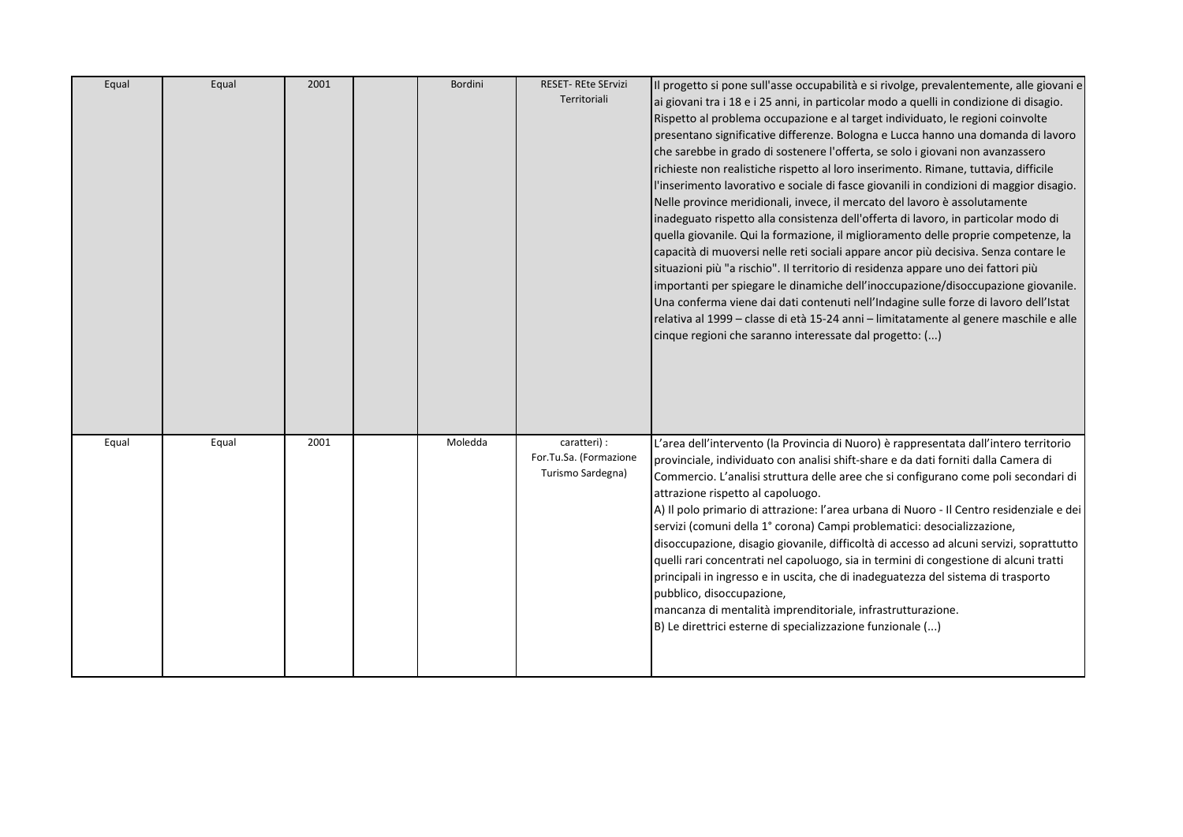| | | | | | | |
|---|---|---|---|---|---|---|
| Equal | Equal | 2001 | | Bordini | RESET- REte SErvizi Territoriali | Il progetto si pone sull'asse occupabilità e si rivolge, prevalentemente, alle giovani e ai giovani tra i 18 e i 25 anni, in particolar modo a quelli in condizione di disagio. Rispetto al problema occupazione e al target individuato, le regioni coinvolte presentano significative differenze. Bologna e Lucca hanno una domanda di lavoro che sarebbe in grado di sostenere l'offerta, se solo i giovani non avanzassero richieste non realistiche rispetto al loro inserimento. Rimane, tuttavia, difficile l'inserimento lavorativo e sociale di fasce giovanili in condizioni di maggior disagio. Nelle province meridionali, invece, il mercato del lavoro è assolutamente inadeguato rispetto alla consistenza dell'offerta di lavoro, in particolar modo di quella giovanile. Qui la formazione, il miglioramento delle proprie competenze, la capacità di muoversi nelle reti sociali appare ancor più decisiva. Senza contare le situazioni più "a rischio". Il territorio di residenza appare uno dei fattori più importanti per spiegare le dinamiche dell'inoccupazione/disoccupazione giovanile. Una conferma viene dai dati contenuti nell'Indagine sulle forze di lavoro dell'Istat relativa al 1999 – classe di età 15-24 anni – limitatamente al genere maschile e alle cinque regioni che saranno interessate dal progetto: (...) |
| Equal | Equal | 2001 | | Moledda | caratteri) : For.Tu.Sa. (Formazione Turismo Sardegna) | L'area dell'intervento (la Provincia di Nuoro) è rappresentata dall'intero territorio provinciale, individuato con analisi shift-share e da dati forniti dalla Camera di Commercio. L'analisi struttura delle aree che si configurano come poli secondari di attrazione rispetto al capoluogo.<br>A) Il polo primario di attrazione: l'area urbana di Nuoro - Il Centro residenziale e dei servizi (comuni della 1° corona) Campi problematici: desocializzazione, disoccupazione, disagio giovanile, difficoltà di accesso ad alcuni servizi, soprattutto quelli rari concentrati nel capoluogo, sia in termini di congestione di alcuni tratti principali in ingresso e in uscita, che di inadeguatezza del sistema di trasporto pubblico, disoccupazione,<br>mancanza di mentalità imprenditoriale, infrastrutturazione.<br>B) Le direttrici esterne di specializzazione funzionale (...) |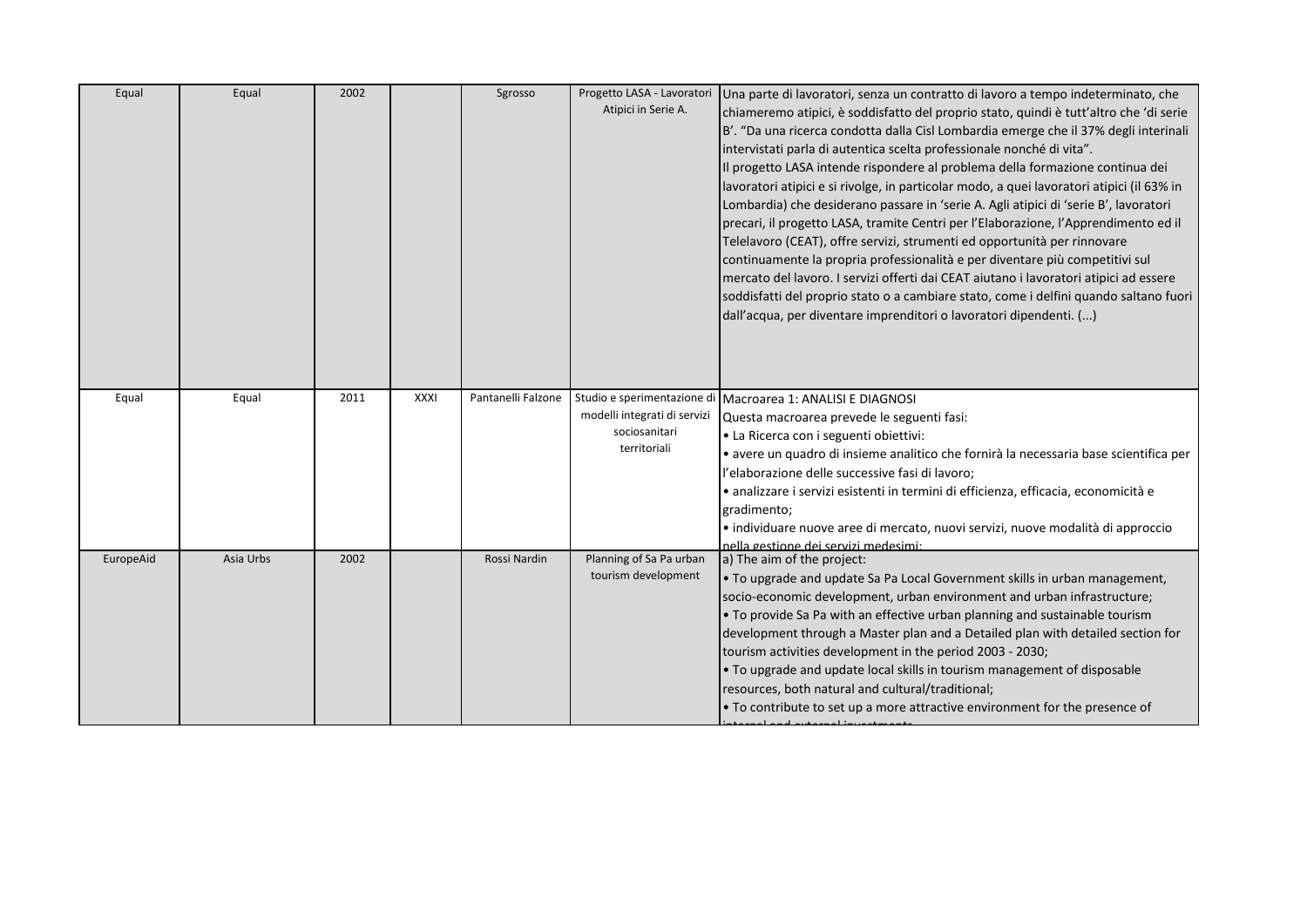| Equal | Equal | 2002 | | Sgrosso | Progetto LASA - Lavoratori Atipici in Serie A. | Una parte di lavoratori, senza un contratto di lavoro a tempo indeterminato, che chiameremo atipici, è soddisfatto del proprio stato, quindi è tutt'altro che 'di serie B'. "Da una ricerca condotta dalla Cisl Lombardia emerge che il 37% degli interinali intervistati parla di autentica scelta professionale nonché di vita".<br>Il progetto LASA intende rispondere al problema della formazione continua dei lavoratori atipici e si rivolge, in particolar modo, a quei lavoratori atipici (il 63% in Lombardia) che desiderano passare in 'serie A. Agli atipici di 'serie B', lavoratori precari, il progetto LASA, tramite Centri per l'Elaborazione, l'Apprendimento ed il Telelavoro (CEAT), offre servizi, strumenti ed opportunità per rinnovare continuamente la propria professionalità e per diventare più competitivi sul mercato del lavoro. I servizi offerti dai CEAT aiutano i lavoratori atipici ad essere soddisfatti del proprio stato o a cambiare stato, come i delfini quando saltano fuori dall'acqua, per diventare imprenditori o lavoratori dipendenti. (...) |
|---|---|---|---|---|---|---|
| Equal | Equal | 2011 | XXXI | Pantanelli Falzone | Studio e sperimentazione di modelli integrati di servizi sociosanitari territoriali | Macroarea 1: ANALISI E DIAGNOSI<br>Questa macroarea prevede le seguenti fasi:<br>• La Ricerca con i seguenti obiettivi:<br>• avere un quadro di insieme analitico che fornirà la necessaria base scientifica per l'elaborazione delle successive fasi di lavoro;<br>• analizzare i servizi esistenti in termini di efficienza, efficacia, economicità e gradimento;<br>• individuare nuove aree di mercato, nuovi servizi, nuove modalità di approccio nella gestione dei servizi medesimi; |
| EuropeAid | Asia Urbs | 2002 | | Rossi Nardin | Planning of Sa Pa urban tourism development | a) The aim of the project:<br>• To upgrade and update Sa Pa Local Government skills in urban management, socio-economic development, urban environment and urban infrastructure;<br>• To provide Sa Pa with an effective urban planning and sustainable tourism development through a Master plan and a Detailed plan with detailed section for tourism activities development in the period 2003 - 2030;<br>• To upgrade and update local skills in tourism management of disposable resources, both natural and cultural/traditional;<br>• To contribute to set up a more attractive environment for the presence of internal and external investments |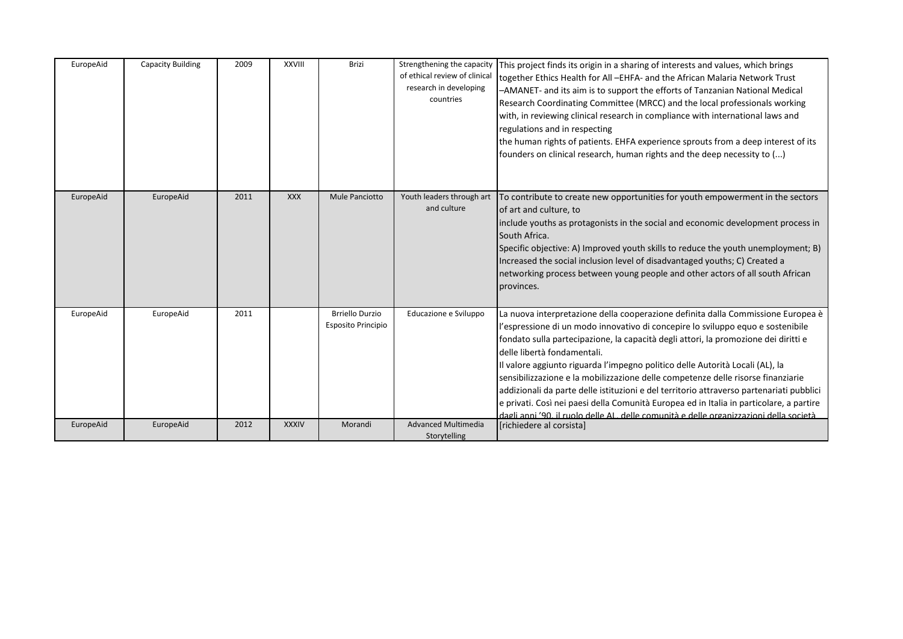| | | | | | | |
|---|---|---|---|---|---|---|
| EuropeAid | Capacity Building | 2009 | XXVIII | Brizi | Strengthening the capacity of ethical review of clinical research in developing countries | This project finds its origin in a sharing of interests and values, which brings together Ethics Health for All –EHFA- and the African Malaria Network Trust –AMANET- and its aim is to support the efforts of Tanzanian National Medical Research Coordinating Committee (MRCC) and the local professionals working with, in reviewing clinical research in compliance with international laws and regulations and in respecting the human rights of patients. EHFA experience sprouts from a deep interest of its founders on clinical research, human rights and the deep necessity to (...) |
| EuropeAid | EuropeAid | 2011 | XXX | Mule Panciotto | Youth leaders through art and culture | To contribute to create new opportunities for youth empowerment in the sectors of art and culture, to include youths as protagonists in the social and economic development process in South Africa. Specific objective: A) Improved youth skills to reduce the youth unemployment; B) Increased the social inclusion level of disadvantaged youths; C) Created a networking process between young people and other actors of all south African provinces. |
| EuropeAid | EuropeAid | 2011 | | Brriello Durzio Esposito Principio | Educazione e Sviluppo | La nuova interpretazione della cooperazione definita dalla Commissione Europea è l'espressione di un modo innovativo di concepire lo sviluppo equo e sostenibile fondato sulla partecipazione, la capacità degli attori, la promozione dei diritti e delle libertà fondamentali. Il valore aggiunto riguarda l'impegno politico delle Autorità Locali (AL), la sensibilizzazione e la mobilizzazione delle competenze delle risorse finanziarie addizionali da parte delle istituzioni e del territorio attraverso partenariati pubblici e privati. Così nei paesi della Comunità Europea ed in Italia in particolare, a partire dagli anni '90, il ruolo delle AL, delle comunità e delle organizzazioni della società |
| EuropeAid | EuropeAid | 2012 | XXXIV | Morandi | Advanced Multimedia Storytelling | [richiedere al corsista] |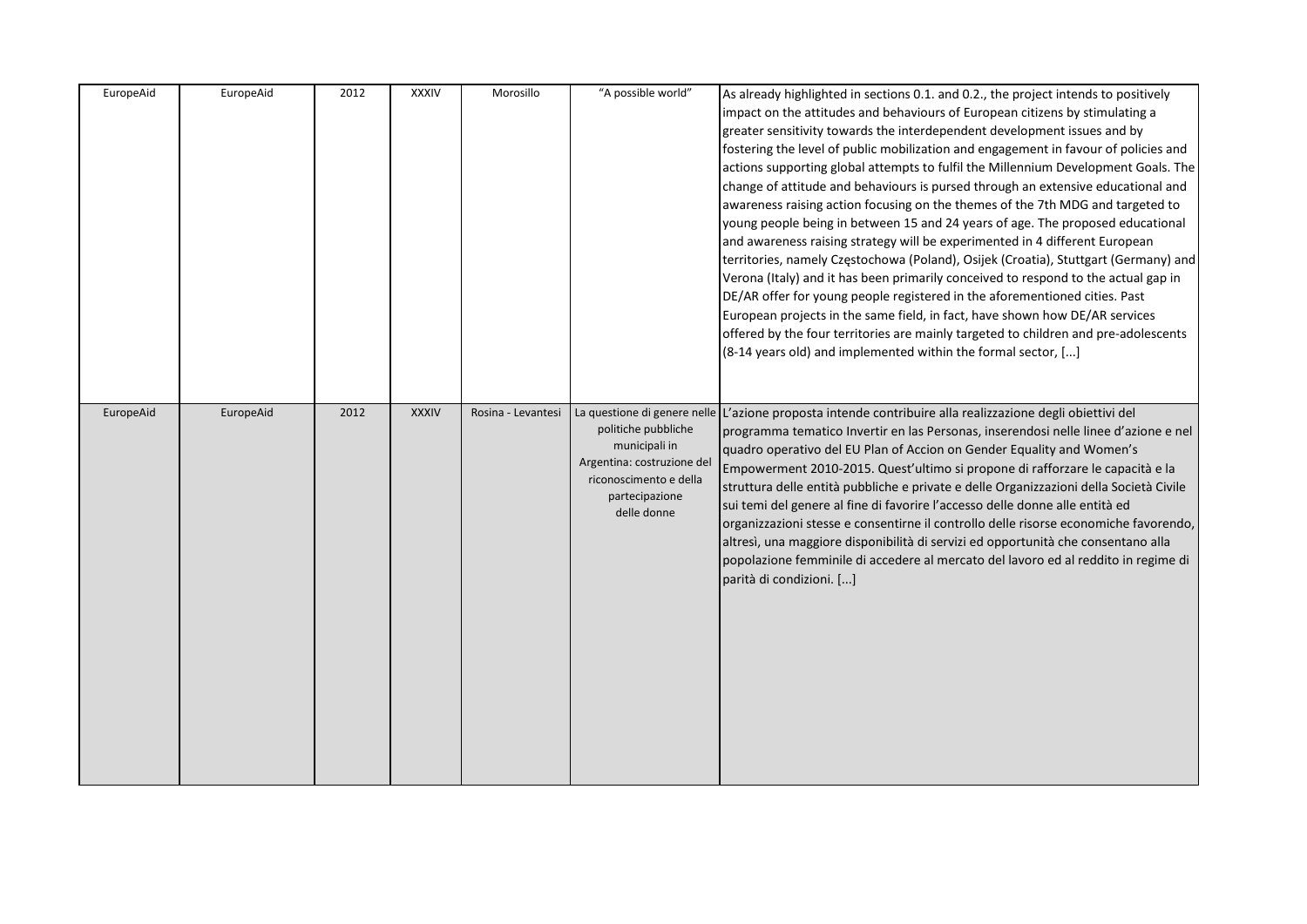| EuropeAid | EuropeAid | 2012 | XXXIV | Morosillo | "A possible world" | As already highlighted in sections 0.1. and 0.2., the project intends to positively impact on the attitudes and behaviours of European citizens by stimulating a greater sensitivity towards the interdependent development issues and by fostering the level of public mobilization and engagement in favour of policies and actions supporting global attempts to fulfil the Millennium Development Goals. The change of attitude and behaviours is pursed through an extensive educational and awareness raising action focusing on the themes of the 7th MDG and targeted to young people being in between 15 and 24 years of age. The proposed educational and awareness raising strategy will be experimented in 4 different European territories, namely Częstochowa (Poland), Osijek (Croatia), Stuttgart (Germany) and Verona (Italy) and it has been primarily conceived to respond to the actual gap in DE/AR offer for young people registered in the aforementioned cities. Past European projects in the same field, in fact, have shown how DE/AR services offered by the four territories are mainly targeted to children and pre-adolescents (8-14 years old) and implemented within the formal sector, [...] |
|---|---|---|---|---|---|---|
| EuropeAid | EuropeAid | 2012 | XXXIV | Rosina - Levantesi | La questione di genere nelle politiche pubbliche municipali in Argentina: costruzione del riconoscimento e della partecipazione delle donne | L'azione proposta intende contribuire alla realizzazione degli obiettivi del programma tematico Invertir en las Personas, inserendosi nelle linee d'azione e nel quadro operativo del EU Plan of Accion on Gender Equality and Women's Empowerment 2010-2015. Quest'ultimo si propone di rafforzare le capacità e la struttura delle entità pubbliche e private e delle Organizzazioni della Società Civile sui temi del genere al fine di favorire l'accesso delle donne alle entità ed organizzazioni stesse e consentirne il controllo delle risorse economiche favorendo, altresì, una maggiore disponibilità di servizi ed opportunità che consentano alla popolazione femminile di accedere al mercato del lavoro ed al reddito in regime di parità di condizioni. [...] |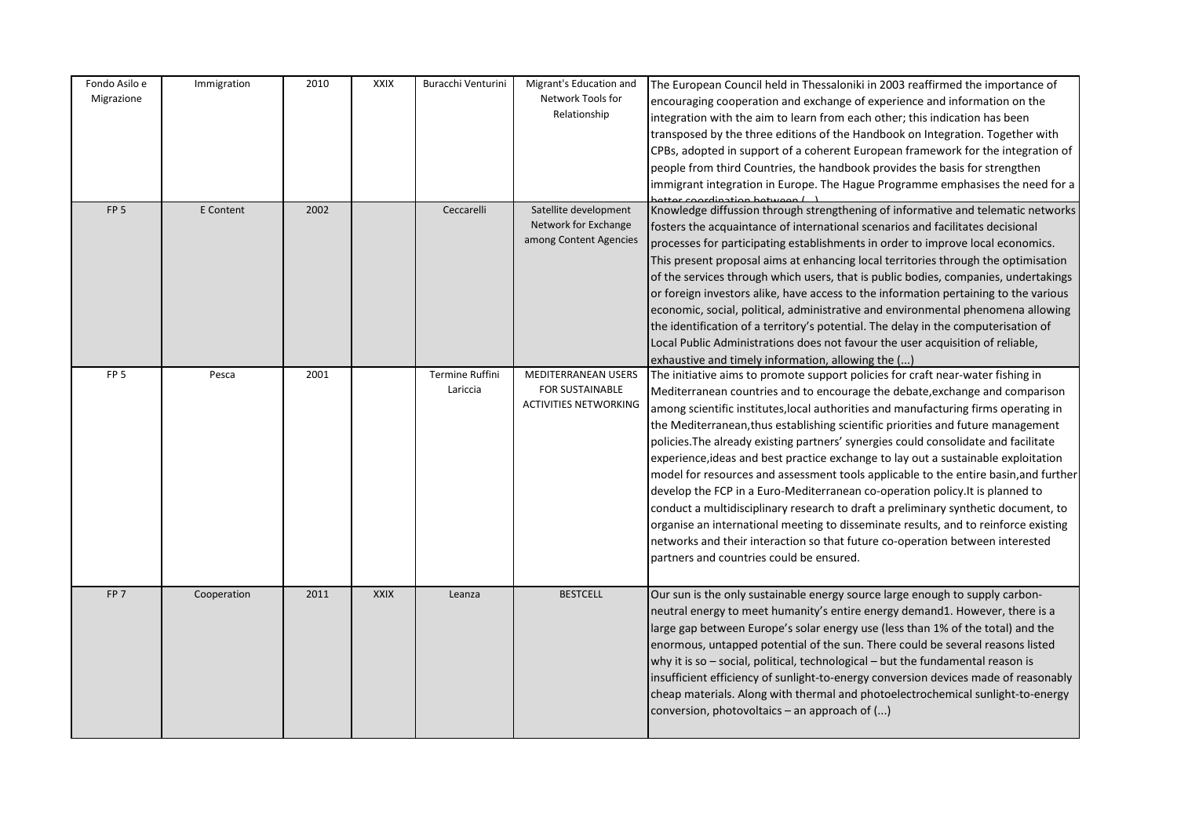| Fondo Asilo e Migrazione | Immigration | 2010 | XXIX | Buracchi Venturini | Migrant's Education and Network Tools for Relationship | The European Council held in Thessaloniki in 2003 reaffirmed the importance of encouraging cooperation and exchange of experience and information on the integration with the aim to learn from each other; this indication has been transposed by the three editions of the Handbook on Integration. Together with CPBs, adopted in support of a coherent European framework for the integration of people from third Countries, the handbook provides the basis for strengthen immigrant integration in Europe. The Hague Programme emphasises the need for a better coordination between (...) |
|---|---|---|---|---|---|---|
| FP 5 | E Content | 2002 | | Ceccarelli | Satellite development Network for Exchange among Content Agencies | Knowledge diffussion through strengthening of informative and telematic networks fosters the acquaintance of international scenarios and facilitates decisional processes for participating establishments in order to improve local economics. This present proposal aims at enhancing local territories through the optimisation of the services through which users, that is public bodies, companies, undertakings or foreign investors alike, have access to the information pertaining to the various economic, social, political, administrative and environmental phenomena allowing the identification of a territory's potential. The delay in the computerisation of Local Public Administrations does not favour the user acquisition of reliable, exhaustive and timely information, allowing the (...) |
| FP 5 | Pesca | 2001 | | Termine Ruffini Lariccia | MEDITERRANEAN USERS FOR SUSTAINABLE ACTIVITIES NETWORKING | The initiative aims to promote support policies for craft near-water fishing in Mediterranean countries and to encourage the debate,exchange and comparison among scientific institutes,local authorities and manufacturing firms operating in the Mediterranean,thus establishing scientific priorities and future management policies.The already existing partners' synergies could consolidate and facilitate experience,ideas and best practice exchange to lay out a sustainable exploitation model for resources and assessment tools applicable to the entire basin,and further develop the FCP in a Euro-Mediterranean co-operation policy.It is planned to conduct a multidisciplinary research to draft a preliminary synthetic document, to organise an international meeting to disseminate results, and to reinforce existing networks and their interaction so that future co-operation between interested partners and countries could be ensured. |
| FP 7 | Cooperation | 2011 | XXIX | Leanza | BESTCELL | Our sun is the only sustainable energy source large enough to supply carbon-neutral energy to meet humanity's entire energy demand1. However, there is a large gap between Europe's solar energy use (less than 1% of the total) and the enormous, untapped potential of the sun. There could be several reasons listed why it is so – social, political, technological – but the fundamental reason is insufficient efficiency of sunlight-to-energy conversion devices made of reasonably cheap materials. Along with thermal and photoelectrochemical sunlight-to-energy conversion, photovoltaics – an approach of (...) |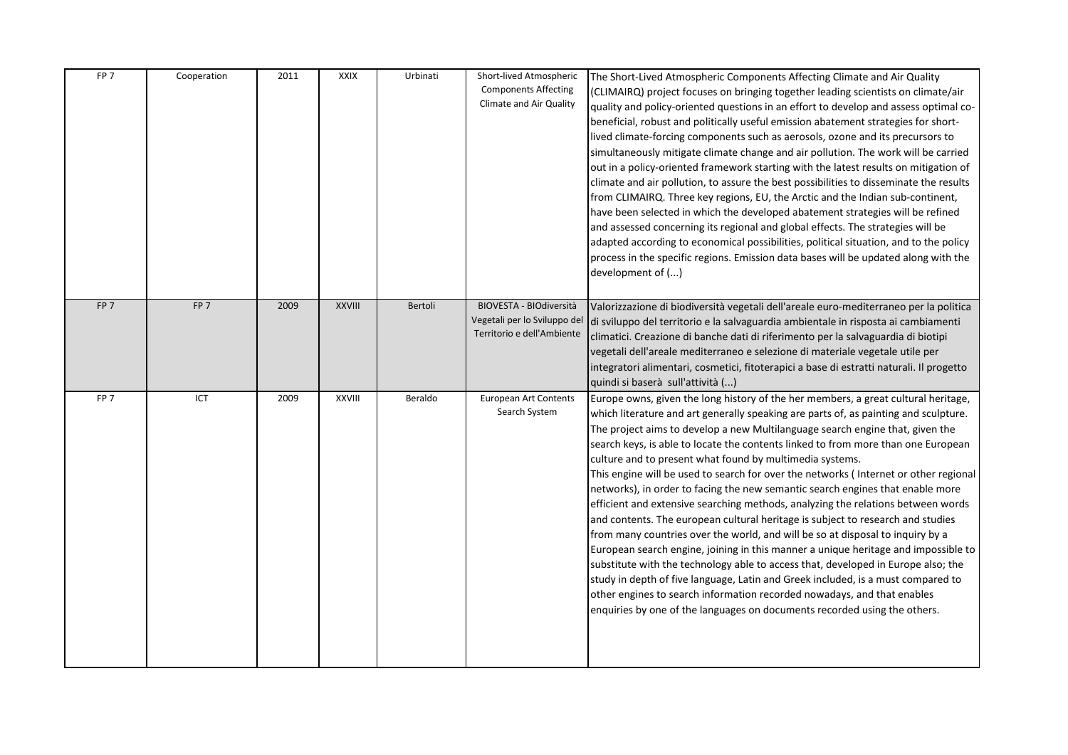| | | | | | | |
|---|---|---|---|---|---|---|
| FP 7 | Cooperation | 2011 | XXIX | Urbinati | Short-lived Atmospheric Components Affecting Climate and Air Quality | The Short-Lived Atmospheric Components Affecting Climate and Air Quality (CLIMAIRQ) project focuses on bringing together leading scientists on climate/air quality and policy-oriented questions in an effort to develop and assess optimal co-beneficial, robust and politically useful emission abatement strategies for short-lived climate-forcing components such as aerosols, ozone and its precursors to simultaneously mitigate climate change and air pollution. The work will be carried out in a policy-oriented framework starting with the latest results on mitigation of climate and air pollution, to assure the best possibilities to disseminate the results from CLIMAIRQ. Three key regions, EU, the Arctic and the Indian sub-continent, have been selected in which the developed abatement strategies will be refined and assessed concerning its regional and global effects. The strategies will be adapted according to economical possibilities, political situation, and to the policy process in the specific regions. Emission data bases will be updated along with the development of (...) |
| FP 7 | FP 7 | 2009 | XXVIII | Bertoli | BIOVESTA - BIOdiversità Vegetali per lo Sviluppo del Territorio e dell'Ambiente | Valorizzazione di biodiversità vegetali dell'areale euro-mediterraneo per la politica di sviluppo del territorio e la salvaguardia ambientale in risposta ai cambiamenti climatici. Creazione di banche dati di riferimento per la salvaguardia di biotipi vegetali dell'areale mediterraneo e selezione di materiale vegetale utile per integratori alimentari, cosmetici, fitoterapici a base di estratti naturali. Il progetto quindi si baserà sull'attività (...) |
| FP 7 | ICT | 2009 | XXVIII | Beraldo | European Art Contents Search System | Europe owns, given the long history of the her members, a great cultural heritage, which literature and art generally speaking are parts of, as painting and sculpture. The project aims to develop a new Multilanguage search engine that, given the search keys, is able to locate the contents linked to from more than one European culture and to present what found by multimedia systems. This engine will be used to search for over the networks ( Internet or other regional networks), in order to facing the new semantic search engines that enable more efficient and extensive searching methods, analyzing the relations between words and contents. The european cultural heritage is subject to research and studies from many countries over the world, and will be so at disposal to inquiry by a European search engine, joining in this manner a unique heritage and impossible to substitute with the technology able to access that, developed in Europe also; the study in depth of five language, Latin and Greek included, is a must compared to other engines to search information recorded nowadays, and that enables enquiries by one of the languages on documents recorded using the others. |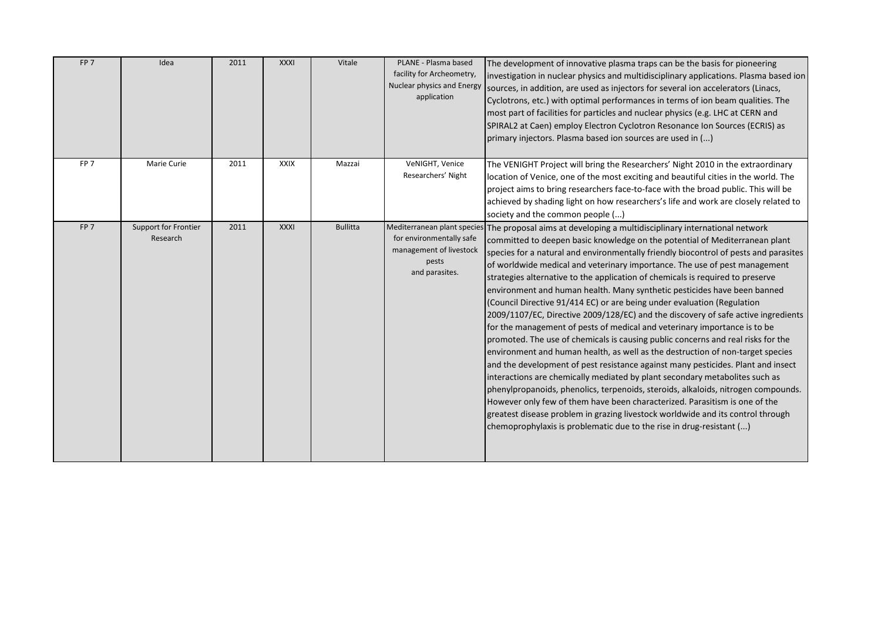| | | | | | | |
|---|---|---|---|---|---|---|
| FP 7 | Idea | 2011 | XXXI | Vitale | PLANE - Plasma based facility for Archeometry, Nuclear physics and Energy application | The development of innovative plasma traps can be the basis for pioneering investigation in nuclear physics and multidisciplinary applications. Plasma based ion sources, in addition, are used as injectors for several ion accelerators (Linacs, Cyclotrons, etc.) with optimal performances in terms of ion beam qualities. The most part of facilities for particles and nuclear physics (e.g. LHC at CERN and SPIRAL2 at Caen) employ Electron Cyclotron Resonance Ion Sources (ECRIS) as primary injectors. Plasma based ion sources are used in (...) |
| FP 7 | Marie Curie | 2011 | XXIX | Mazzai | VeNIGHT, Venice Researchers' Night | The VENIGHT Project will bring the Researchers' Night 2010 in the extraordinary location of Venice, one of the most exciting and beautiful cities in the world. The project aims to bring researchers face-to-face with the broad public. This will be achieved by shading light on how researchers's life and work are closely related to society and the common people (...) |
| FP 7 | Support for Frontier Research | 2011 | XXXI | Bullitta | Mediterranean plant species for environmentally safe management of livestock pests and parasites. | The proposal aims at developing a multidisciplinary international network committed to deepen basic knowledge on the potential of Mediterranean plant species for a natural and environmentally friendly biocontrol of pests and parasites of worldwide medical and veterinary importance. The use of pest management strategies alternative to the application of chemicals is required to preserve environment and human health. Many synthetic pesticides have been banned (Council Directive 91/414 EC) or are being under evaluation (Regulation 2009/1107/EC, Directive 2009/128/EC) and the discovery of safe active ingredients for the management of pests of medical and veterinary importance is to be promoted. The use of chemicals is causing public concerns and real risks for the environment and human health, as well as the destruction of non-target species and the development of pest resistance against many pesticides. Plant and insect interactions are chemically mediated by plant secondary metabolites such as phenylpropanoids, phenolics, terpenoids, steroids, alkaloids, nitrogen compounds. However only few of them have been characterized. Parasitism is one of the greatest disease problem in grazing livestock worldwide and its control through chemoprophylaxis is problematic due to the rise in drug-resistant (...) |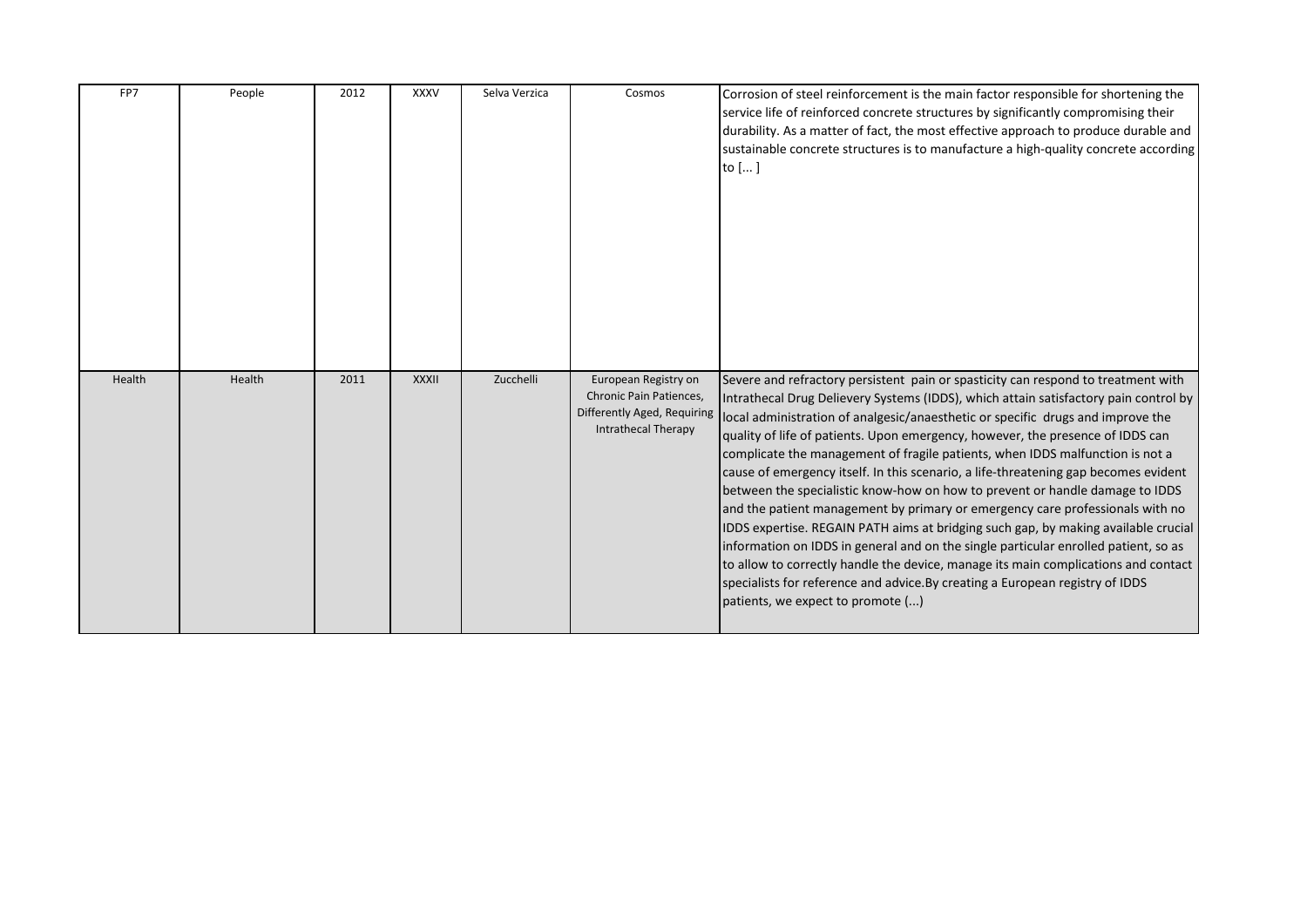| FP7 | People | 2012 | XXXV | Selva Verzica | Cosmos | Corrosion of steel reinforcement is the main factor responsible for shortening the service life of reinforced concrete structures by significantly compromising their durability. As a matter of fact, the most effective approach to produce durable and sustainable concrete structures is to manufacture a high-quality concrete according to [... ] |
|---|---|---|---|---|---|---|
| Health | Health | 2011 | XXXII | Zucchelli | European Registry on Chronic Pain Patiences, Differently Aged, Requiring Intrathecal Therapy | Severe and refractory persistent pain or spasticity can respond to treatment with Intrathecal Drug Delievery Systems (IDDS), which attain satisfactory pain control by local administration of analgesic/anaesthetic or specific drugs and improve the quality of life of patients. Upon emergency, however, the presence of IDDS can complicate the management of fragile patients, when IDDS malfunction is not a cause of emergency itself. In this scenario, a life-threatening gap becomes evident between the specialistic know-how on how to prevent or handle damage to IDDS and the patient management by primary or emergency care professionals with no IDDS expertise. REGAIN PATH aims at bridging such gap, by making available crucial information on IDDS in general and on the single particular enrolled patient, so as to allow to correctly handle the device, manage its main complications and contact specialists for reference and advice.By creating a European registry of IDDS patients, we expect to promote (...) |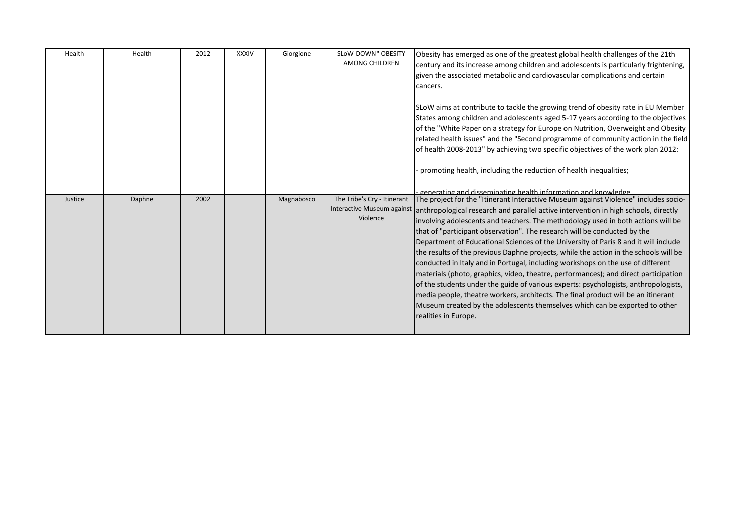| Health | Health | 2012 | XXXIV | Giorgione | SLoW-DOWN" OBESITY AMONG CHILDREN | Obesity has emerged as one of the greatest global health challenges of the 21th century and its increase among children and adolescents is particularly frightening, given the associated metabolic and cardiovascular complications and certain cancers.<br><br>SLoW aims at contribute to tackle the growing trend of obesity rate in EU Member States among children and adolescents aged 5-17 years according to the objectives of the "White Paper on a strategy for Europe on Nutrition, Overweight and Obesity related health issues" and the "Second programme of community action in the field of health 2008-2013" by achieving two specific objectives of the work plan 2012:<br><br>- promoting health, including the reduction of health inequalities;<br><br>- generating and disseminating health information and knowledge |
|---|---|---|---|---|---|---|
| Justice | Daphne | 2002 | | Magnabosco | The Tribe's Cry - Itinerant Interactive Museum against Violence | The project for the "Itinerant Interactive Museum against Violence" includes socio-anthropological research and parallel active intervention in high schools, directly involving adolescents and teachers. The methodology used in both actions will be that of "participant observation". The research will be conducted by the Department of Educational Sciences of the University of Paris 8 and it will include the results of the previous Daphne projects, while the action in the schools will be conducted in Italy and in Portugal, including workshops on the use of different materials (photo, graphics, video, theatre, performances); and direct participation of the students under the guide of various experts: psychologists, anthropologists, media people, theatre workers, architects. The final product will be an itinerant Museum created by the adolescents themselves which can be exported to other realities in Europe. |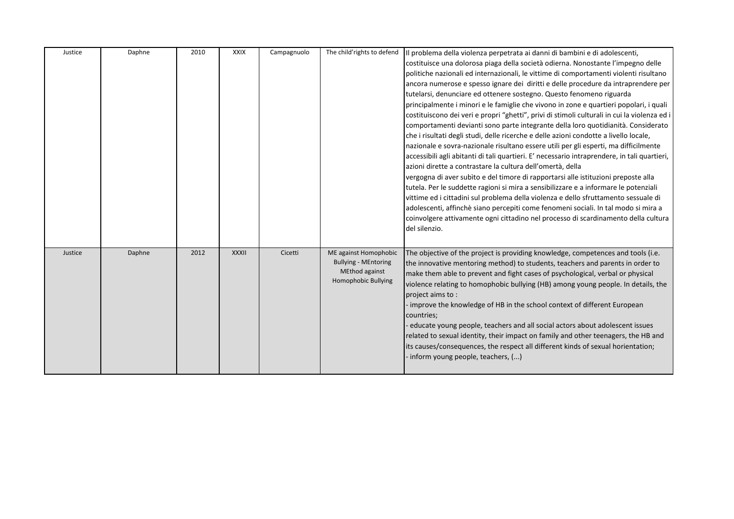| Justice | Daphne | 2010 | XXIX | Campagnuolo | The child'rights to defend | Il problema della violenza perpetrata ai danni di bambini e di adolescenti, costituisce una dolorosa piaga della società odierna. Nonostante l'impegno delle politiche nazionali ed internazionali, le vittime di comportamenti violenti risultano ancora numerose e spesso ignare dei diritti e delle procedure da intraprendere per tutelarsi, denunciare ed ottenere sostegno. Questo fenomeno riguarda principalmente i minori e le famiglie che vivono in zone e quartieri popolari, i quali costituiscono dei veri e propri "ghetti", privi di stimoli culturali in cui la violenza ed i comportamenti devianti sono parte integrante della loro quotidianità. Considerato che i risultati degli studi, delle ricerche e delle azioni condotte a livello locale, nazionale e sovra-nazionale risultano essere utili per gli esperti, ma difficilmente accessibili agli abitanti di tali quartieri. E' necessario intraprendere, in tali quartieri, azioni dirette a contrastare la cultura dell'omertà, della vergogna di aver subìto e del timore di rapportarsi alle istituzioni preposte alla tutela. Per le suddette ragioni si mira a sensibilizzare e a informare le potenziali vittime ed i cittadini sul problema della violenza e dello sfruttamento sessuale di adolescenti, affinchè siano percepiti come fenomeni sociali. In tal modo si mira a coinvolgere attivamente ogni cittadino nel processo di scardinamento della cultura del silenzio. |
|---|---|---|---|---|---|---|
| Justice | Daphne | 2012 | XXXII | Cicetti | ME against Homophobic Bullying - MEntoring MEthod against Homophobic Bullying | The objective of the project is providing knowledge, competences and tools (i.e. the innovative mentoring method) to students, teachers and parents in order to make them able to prevent and fight cases of psychological, verbal or physical violence relating to homophobic bullying (HB) among young people. In details, the project aims to :<br>- improve the knowledge of HB in the school context of different European countries;<br>- educate young people, teachers and all social actors about adolescent issues related to sexual identity, their impact on family and other teenagers, the HB and its causes/consequences, the respect all different kinds of sexual horientation;<br>- inform young people, teachers, (...) |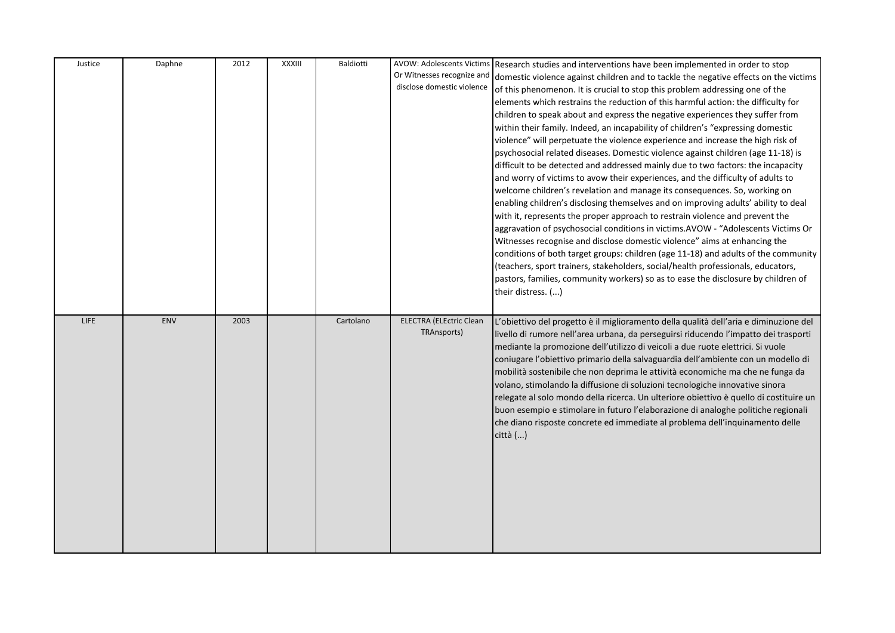| Justice | Daphne | 2012 | XXXIII | Baldiotti | AVOW: Adolescents Victims Or Witnesses recognize and disclose domestic violence | Research studies and interventions have been implemented in order to stop domestic violence against children and to tackle the negative effects on the victims of this phenomenon. It is crucial to stop this problem addressing one of the elements which restrains the reduction of this harmful action: the difficulty for children to speak about and express the negative experiences they suffer from within their family. Indeed, an incapability of children's "expressing domestic violence" will perpetuate the violence experience and increase the high risk of psychosocial related diseases. Domestic violence against children (age 11-18) is difficult to be detected and addressed mainly due to two factors: the incapacity and worry of victims to avow their experiences, and the difficulty of adults to welcome children's revelation and manage its consequences. So, working on enabling children's disclosing themselves and on improving adults' ability to deal with it, represents the proper approach to restrain violence and prevent the aggravation of psychosocial conditions in victims.AVOW - "Adolescents Victims Or Witnesses recognise and disclose domestic violence" aims at enhancing the conditions of both target groups: children (age 11-18) and adults of the community (teachers, sport trainers, stakeholders, social/health professionals, educators, pastors, families, community workers) so as to ease the disclosure by children of their distress. (...) |
|---|---|---|---|---|---|---|
| LIFE | ENV | 2003 | | Cartolano | ELECTRA (ELEctric Clean TRAnsports) | L'obiettivo del progetto è il miglioramento della qualità dell'aria e diminuzione del livello di rumore nell'area urbana, da perseguirsi riducendo l'impatto dei trasporti mediante la promozione dell'utilizzo di veicoli a due ruote elettrici. Si vuole coniugare l'obiettivo primario della salvaguardia dell'ambiente con un modello di mobilità sostenibile che non deprima le attività economiche ma che ne funga da volano, stimolando la diffusione di soluzioni tecnologiche innovative sinora relegate al solo mondo della ricerca. Un ulteriore obiettivo è quello di costituire un buon esempio e stimolare in futuro l'elaborazione di analoghe politiche regionali che diano risposte concrete ed immediate al problema dell'inquinamento delle città (...) |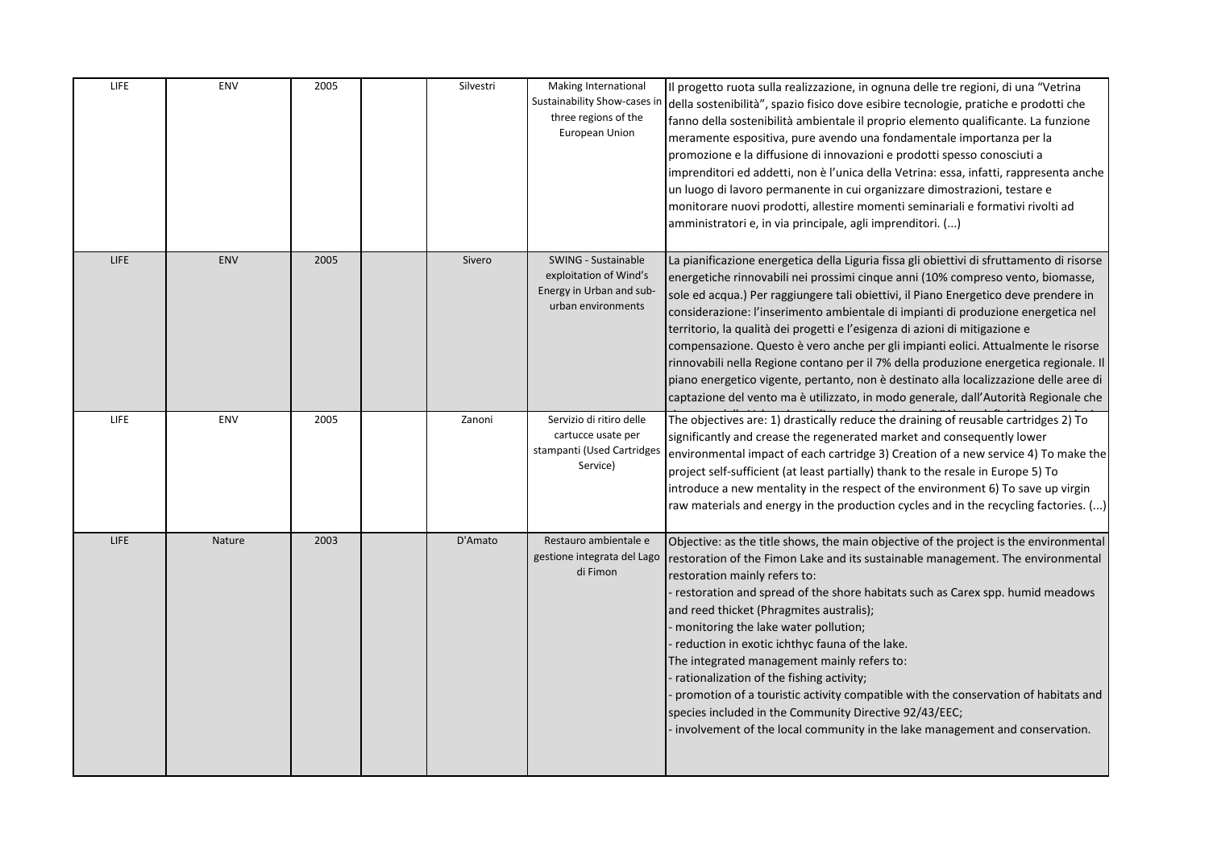| | | | | | | |
|---|---|---|---|---|---|---|
| LIFE | ENV | 2005 | | Silvestri | Making International Sustainability Show-cases in three regions of the European Union | Il progetto ruota sulla realizzazione, in ognuna delle tre regioni, di una “Vetrina della sostenibilità”, spazio fisico dove esibire tecnologie, pratiche e prodotti che fanno della sostenibilità ambientale il proprio elemento qualificante. La funzione meramente espositiva, pure avendo una fondamentale importanza per la promozione e la diffusione di innovazioni e prodotti spesso conosciuti a imprenditori ed addetti, non è l’unica della Vetrina: essa, infatti, rappresenta anche un luogo di lavoro permanente in cui organizzare dimostrazioni, testare e monitorare nuovi prodotti, allestire momenti seminariali e formativi rivolti ad amministratori e, in via principale, agli imprenditori. (...) |
| LIFE | ENV | 2005 | | Sivero | SWING - Sustainable exploitation of Wind’s Energy in Urban and sub-urban environments | La pianificazione energetica della Liguria fissa gli obiettivi di sfruttamento di risorse energetiche rinnovabili nei prossimi cinque anni (10% compreso vento, biomasse, sole ed acqua.) Per raggiungere tali obiettivi, il Piano Energetico deve prendere in considerazione: l’inserimento ambientale di impianti di produzione energetica nel territorio, la qualità dei progetti e l’esigenza di azioni di mitigazione e compensazione. Questo è vero anche per gli impianti eolici. Attualmente le risorse rinnovabili nella Regione contano per il 7% della produzione energetica regionale. Il piano energetico vigente, pertanto, non è destinato alla localizzazione delle aree di captazione del vento ma è utilizzato, in modo generale, dall’Autorità Regionale che |
| LIFE | ENV | 2005 | | Zanoni | Servizio di ritiro delle cartucce usate per stampanti (Used Cartridges Service) | The objectives are: 1) drastically reduce the draining of reusable cartridges 2) To significantly and crease the regenerated market and consequently lower environmental impact of each cartridge 3) Creation of a new service 4) To make the project self-sufficient (at least partially) thank to the resale in Europe 5) To introduce a new mentality in the respect of the environment 6) To save up virgin raw materials and energy in the production cycles and in the recycling factories. (...) |
| LIFE | Nature | 2003 | | D'Amato | Restauro ambientale e gestione integrata del Lago di Fimon | Objective: as the title shows, the main objective of the project is the environmental restoration of the Fimon Lake and its sustainable management. The environmental restoration mainly refers to:<br>- restoration and spread of the shore habitats such as Carex spp. humid meadows and reed thicket (Phragmites australis);<br>- monitoring the lake water pollution;<br>- reduction in exotic ichthyc fauna of the lake.<br>The integrated management mainly refers to:<br>- rationalization of the fishing activity;<br>- promotion of a touristic activity compatible with the conservation of habitats and species included in the Community Directive 92/43/EEC;<br>- involvement of the local community in the lake management and conservation. |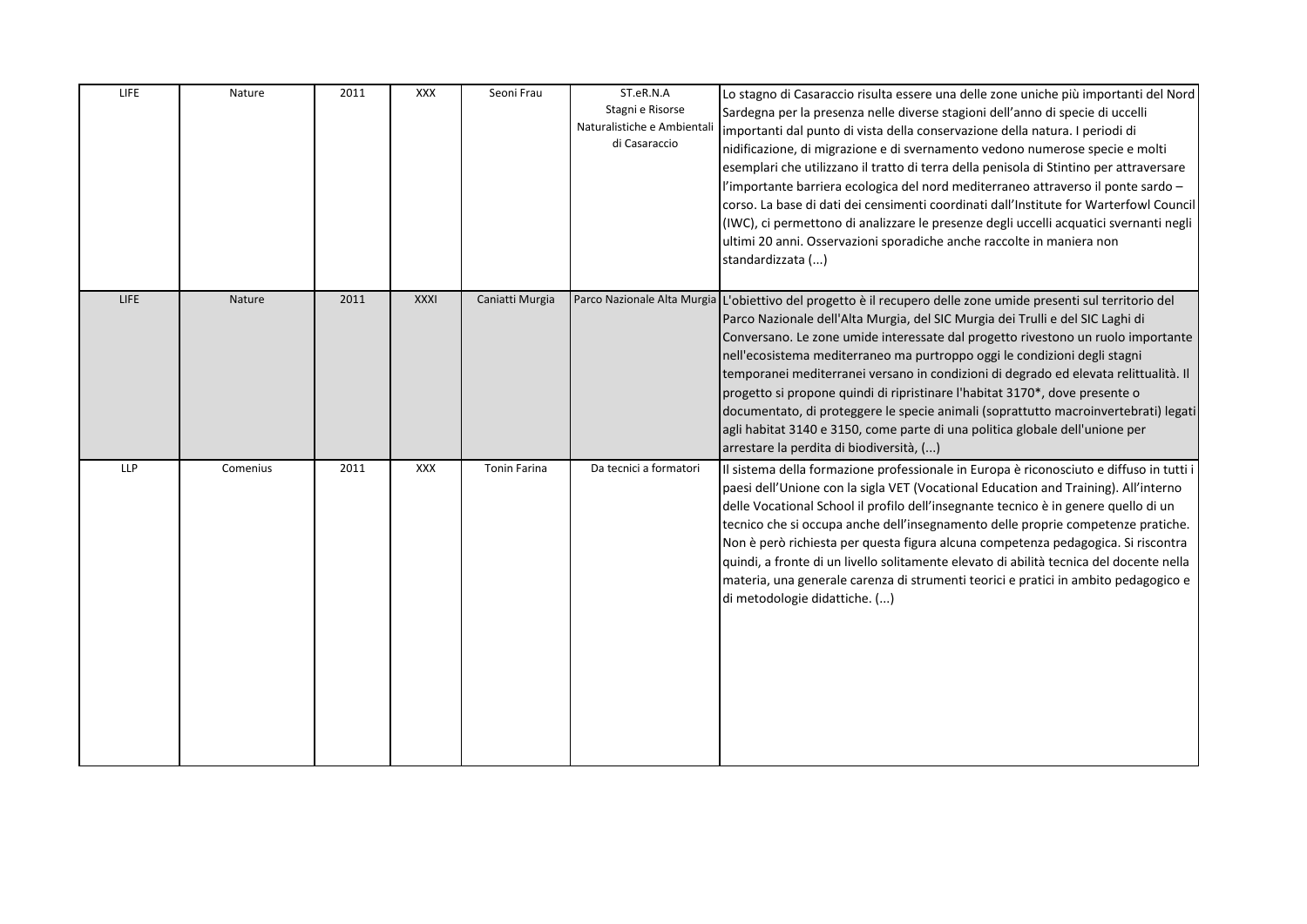| LIFE | Nature | 2011 | XXX | Seoni Frau | ST.eR.N.A Stagni e Risorse Naturalistiche e Ambientali di Casaraccio | Lo stagno di Casaraccio risulta essere una delle zone uniche più importanti del Nord Sardegna per la presenza nelle diverse stagioni dell'anno di specie di uccelli importanti dal punto di vista della conservazione della natura. I periodi di nidificazione, di migrazione e di svernamento vedono numerose specie e molti esemplari che utilizzano il tratto di terra della penisola di Stintino per attraversare l'importante barriera ecologica del nord mediterraneo attraverso il ponte sardo – corso. La base di dati dei censimenti coordinati dall'Institute for Warterfowl Council (IWC), ci permettono di analizzare le presenze degli uccelli acquatici svernanti negli ultimi 20 anni. Osservazioni sporadiche anche raccolte in maniera non standardizzata (...) |
|---|---|---|---|---|---|---|
| LIFE | Nature | 2011 | XXXI | Caniatti Murgia | Parco Nazionale Alta Murgia | L'obiettivo del progetto è il recupero delle zone umide presenti sul territorio del Parco Nazionale dell'Alta Murgia, del SIC Murgia dei Trulli e del SIC Laghi di Conversano. Le zone umide interessate dal progetto rivestono un ruolo importante nell'ecosistema mediterraneo ma purtroppo oggi le condizioni degli stagni temporanei mediterranei versano in condizioni di degrado ed elevata relittualità. Il progetto si propone quindi di ripristinare l'habitat 3170*, dove presente o documentato, di proteggere le specie animali (soprattutto macroinvertebrati) legati agli habitat 3140 e 3150, come parte di una politica globale dell'unione per arrestare la perdita di biodiversità, (...) |
| LLP | Comenius | 2011 | XXX | Tonin Farina | Da tecnici a formatori | Il sistema della formazione professionale in Europa è riconosciuto e diffuso in tutti i paesi dell'Unione con la sigla VET (Vocational Education and Training). All'interno delle Vocational School il profilo dell'insegnante tecnico è in genere quello di un tecnico che si occupa anche dell'insegnamento delle proprie competenze pratiche. Non è però richiesta per questa figura alcuna competenza pedagogica. Si riscontra quindi, a fronte di un livello solitamente elevato di abilità tecnica del docente nella materia, una generale carenza di strumenti teorici e pratici in ambito pedagogico e di metodologie didattiche. (...) |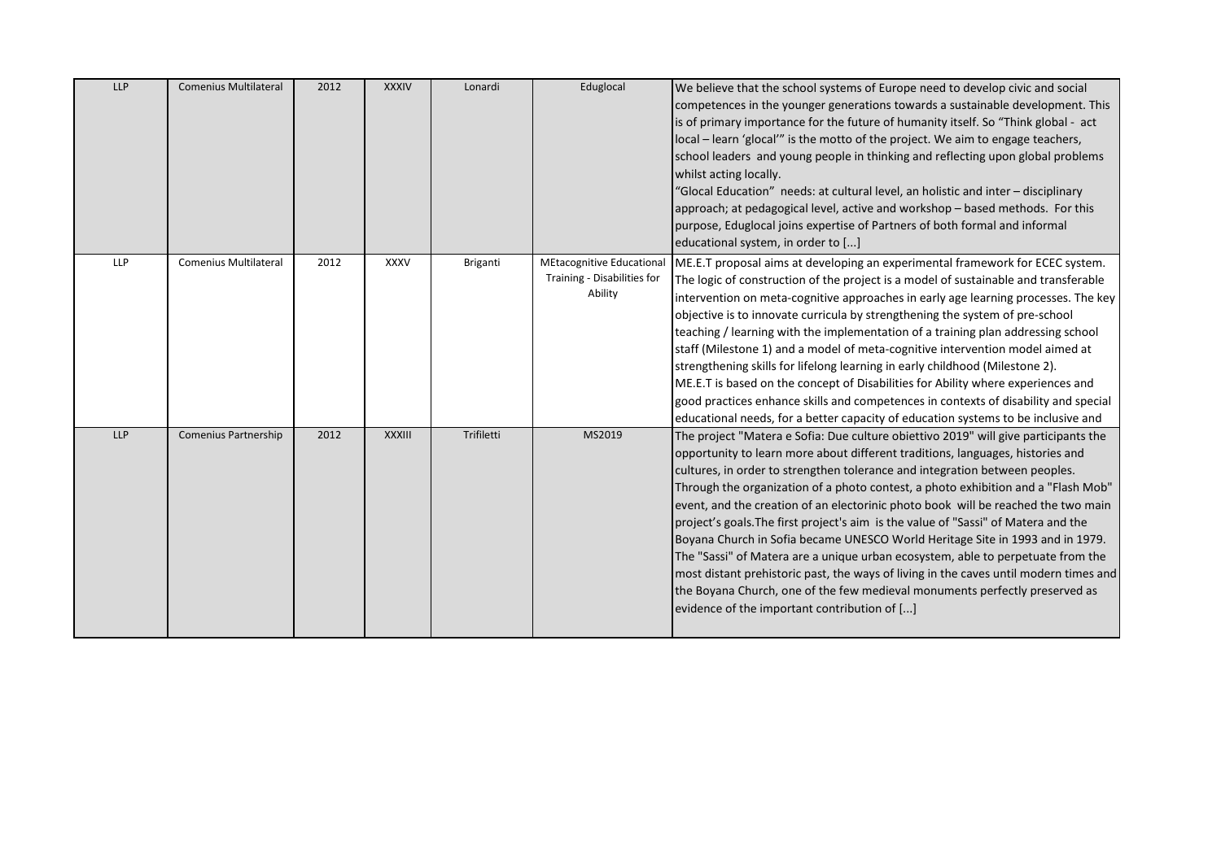| LLP | Comenius Multilateral | 2012 | XXXIV | Lonardi | Eduglocal | We believe that the school systems of Europe need to develop civic and social competences in the younger generations towards a sustainable development. This is of primary importance for the future of humanity itself. So "Think global - act local – learn 'glocal'" is the motto of the project. We aim to engage teachers, school leaders and young people in thinking and reflecting upon global problems whilst acting locally. "Glocal Education" needs: at cultural level, an holistic and inter – disciplinary approach; at pedagogical level, active and workshop – based methods. For this purpose, Eduglocal joins expertise of Partners of both formal and informal educational system, in order to [...] |
|---|---|---|---|---|---|---|
| LLP | Comenius Multilateral | 2012 | XXXV | Briganti | MEtacognitive Educational Training - Disabilities for Ability | ME.E.T proposal aims at developing an experimental framework for ECEC system. The logic of construction of the project is a model of sustainable and transferable intervention on meta-cognitive approaches in early age learning processes. The key objective is to innovate curricula by strengthening the system of pre-school teaching / learning with the implementation of a training plan addressing school staff (Milestone 1) and a model of meta-cognitive intervention model aimed at strengthening skills for lifelong learning in early childhood (Milestone 2). ME.E.T is based on the concept of Disabilities for Ability where experiences and good practices enhance skills and competences in contexts of disability and special educational needs, for a better capacity of education systems to be inclusive and |
| LLP | Comenius Partnership | 2012 | XXXIII | Trifiletti | MS2019 | The project "Matera e Sofia: Due culture obiettivo 2019" will give participants the opportunity to learn more about different traditions, languages, histories and cultures, in order to strengthen tolerance and integration between peoples. Through the organization of a photo contest, a photo exhibition and a "Flash Mob" event, and the creation of an electorinic photo book will be reached the two main project's goals.The first project's aim is the value of "Sassi" of Matera and the Boyana Church in Sofia became UNESCO World Heritage Site in 1993 and in 1979. The "Sassi" of Matera are a unique urban ecosystem, able to perpetuate from the most distant prehistoric past, the ways of living in the caves until modern times and the Boyana Church, one of the few medieval monuments perfectly preserved as evidence of the important contribution of [...] |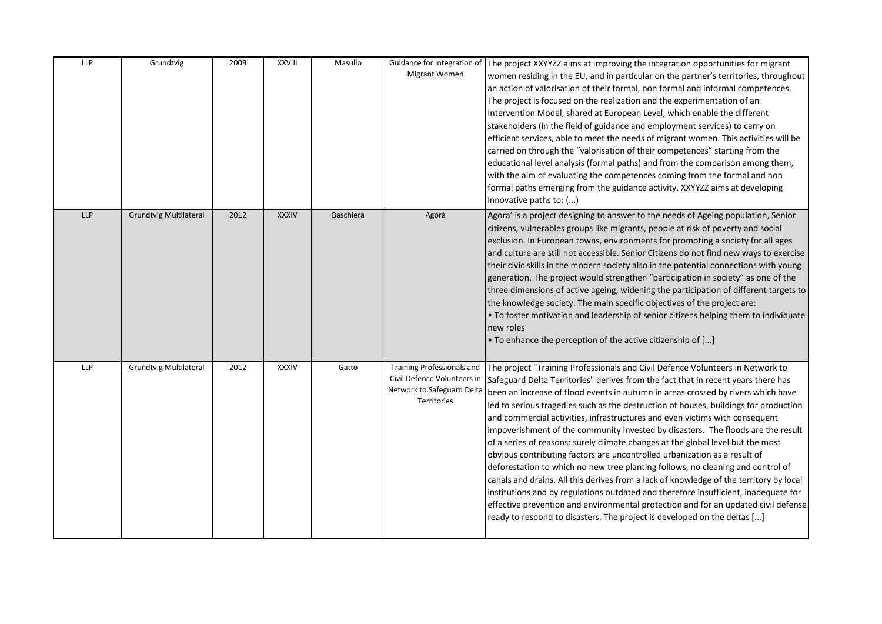| LLP | Grundtvig | 2009 | XXVIII | Masullo | Guidance for Integration of Migrant Women | The project XXYYZZ aims at improving the integration opportunities for migrant women residing in the EU, and in particular on the partner's territories, throughout an action of valorisation of their formal, non formal and informal competences. The project is focused on the realization and the experimentation of an Intervention Model, shared at European Level, which enable the different stakeholders (in the field of guidance and employment services) to carry on efficient services, able to meet the needs of migrant women. This activities will be carried on through the "valorisation of their competences" starting from the educational level analysis (formal paths) and from the comparison among them, with the aim of evaluating the competences coming from the formal and non formal paths emerging from the guidance activity. XXYYZZ aims at developing innovative paths to: (...) |
|---|---|---|---|---|---|---|
| LLP | Grundtvig Multilateral | 2012 | XXXIV | Baschiera | Agorà | Agora' is a project designing to answer to the needs of Ageing population, Senior citizens, vulnerables groups like migrants, people at risk of poverty and social exclusion. In European towns, environments for promoting a society for all ages and culture are still not accessible. Senior Citizens do not find new ways to exercise their civic skills in the modern society also in the potential connections with young generation. The project would strengthen "participation in society" as one of the three dimensions of active ageing, widening the participation of different targets to the knowledge society. The main specific objectives of the project are:<br>• To foster motivation and leadership of senior citizens helping them to individuate new roles<br>• To enhance the perception of the active citizenship of [...] |
| LLP | Grundtvig Multilateral | 2012 | XXXIV | Gatto | Training Professionals and Civil Defence Volunteers in Network to Safeguard Delta Territories | The project "Training Professionals and Civil Defence Volunteers in Network to Safeguard Delta Territories" derives from the fact that in recent years there has been an increase of flood events in autumn in areas crossed by rivers which have led to serious tragedies such as the destruction of houses, buildings for production and commercial activities, infrastructures and even victims with consequent impoverishment of the community invested by disasters. The floods are the result of a series of reasons: surely climate changes at the global level but the most obvious contributing factors are uncontrolled urbanization as a result of deforestation to which no new tree planting follows, no cleaning and control of canals and drains. All this derives from a lack of knowledge of the territory by local institutions and by regulations outdated and therefore insufficient, inadequate for effective prevention and environmental protection and for an updated civil defense ready to respond to disasters. The project is developed on the deltas [...] |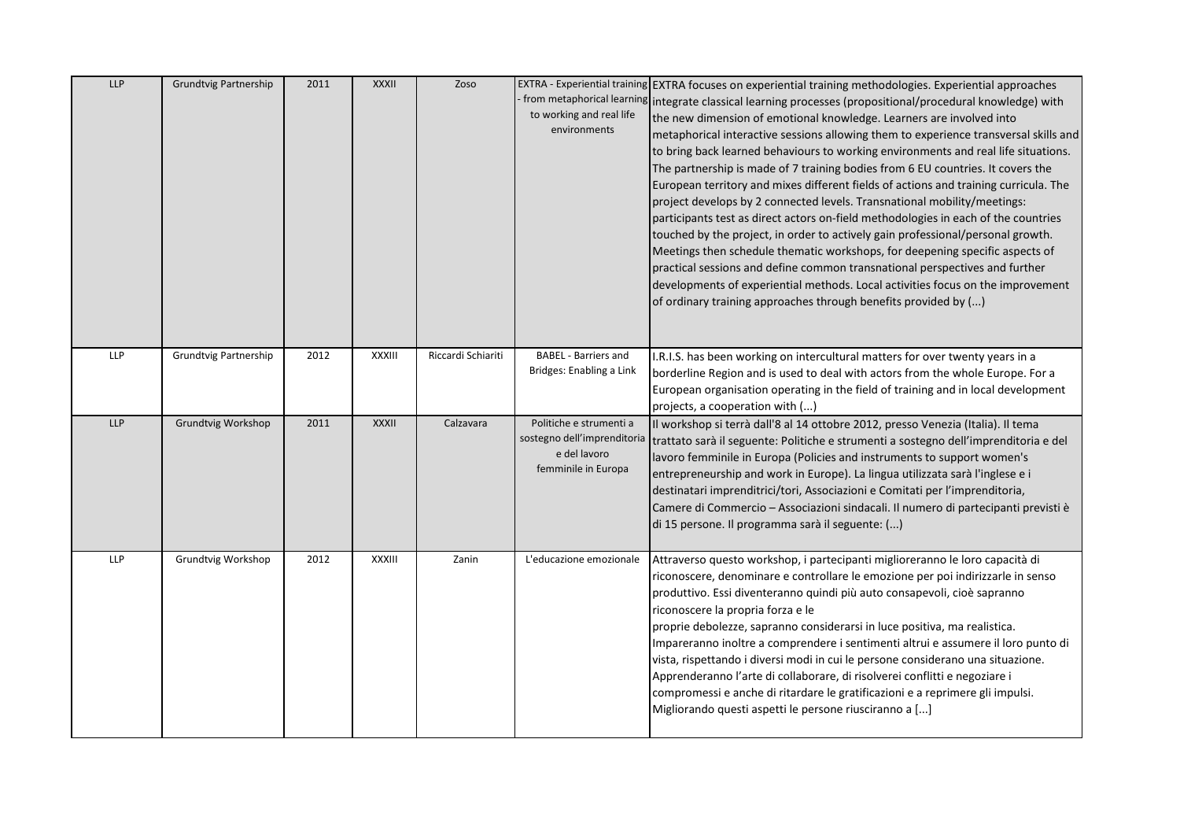| | | | | | | |
|---|---|---|---|---|---|---|
| LLP | Grundtvig Partnership | 2011 | XXXII | Zoso | EXTRA - Experiential training - from metaphorical learning to working and real life environments | EXTRA focuses on experiential training methodologies. Experiential approaches integrate classical learning processes (propositional/procedural knowledge) with the new dimension of emotional knowledge. Learners are involved into metaphorical interactive sessions allowing them to experience transversal skills and to bring back learned behaviours to working environments and real life situations. The partnership is made of 7 training bodies from 6 EU countries. It covers the European territory and mixes different fields of actions and training curricula. The project develops by 2 connected levels. Transnational mobility/meetings: participants test as direct actors on-field methodologies in each of the countries touched by the project, in order to actively gain professional/personal growth. Meetings then schedule thematic workshops, for deepening specific aspects of practical sessions and define common transnational perspectives and further developments of experiential methods. Local activities focus on the improvement of ordinary training approaches through benefits provided by (...) |
| LLP | Grundtvig Partnership | 2012 | XXXIII | Riccardi Schiariti | BABEL - Barriers and Bridges: Enabling a Link | I.R.I.S. has been working on intercultural matters for over twenty years in a borderline Region and is used to deal with actors from the whole Europe. For a European organisation operating in the field of training and in local development projects, a cooperation with (...) |
| LLP | Grundtvig Workshop | 2011 | XXXII | Calzavara | Politiche e strumenti a sostegno dell'imprenditoria e del lavoro femminile in Europa | Il workshop si terrà dall'8 al 14 ottobre 2012, presso Venezia (Italia). Il tema trattato sarà il seguente: Politiche e strumenti a sostegno dell'imprenditoria e del lavoro femminile in Europa (Policies and instruments to support women's entrepreneurship and work in Europe). La lingua utilizzata sarà l'inglese e i destinatari imprenditrici/tori, Associazioni e Comitati per l'imprenditoria, Camere di Commercio – Associazioni sindacali. Il numero di partecipanti previsti è di 15 persone. Il programma sarà il seguente: (...) |
| LLP | Grundtvig Workshop | 2012 | XXXIII | Zanin | L'educazione emozionale | Attraverso questo workshop, i partecipanti miglioreranno le loro capacità di riconoscere, denominare e controllare le emozione per poi indirizzarle in senso produttivo. Essi diventeranno quindi più auto consapevoli, cioè sapranno riconoscere la propria forza e le proprie debolezze, sapranno considerarsi in luce positiva, ma realistica. Impareranno inoltre a comprendere i sentimenti altrui e assumere il loro punto di vista, rispettando i diversi modi in cui le persone considerano una situazione. Apprenderanno l'arte di collaborare, di risolverei conflitti e negoziare i compromessi e anche di ritardare le gratificazioni e a reprimere gli impulsi. Migliorando questi aspetti le persone riusciranno a [...] |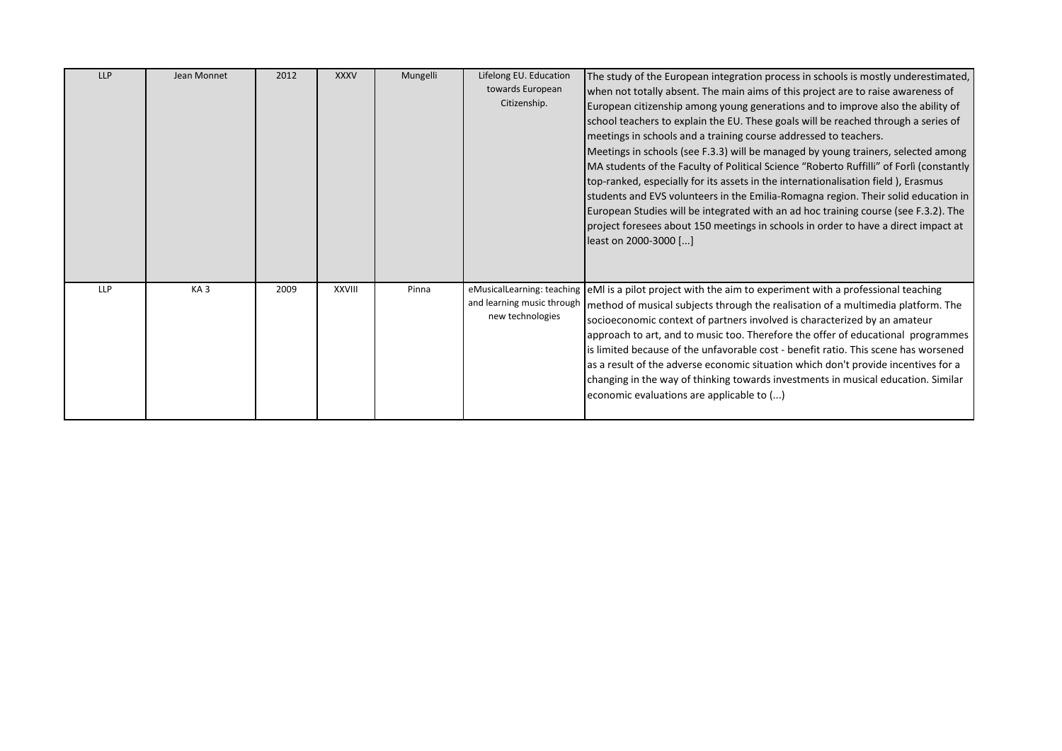| LLP | Jean Monnet | 2012 | XXXV | Mungelli | Lifelong EU. Education towards European Citizenship. | The study of the European integration process in schools is mostly underestimated, when not totally absent. The main aims of this project are to raise awareness of European citizenship among young generations and to improve also the ability of school teachers to explain the EU. These goals will be reached through a series of meetings in schools and a training course addressed to teachers. Meetings in schools (see F.3.3) will be managed by young trainers, selected among MA students of the Faculty of Political Science "Roberto Ruffilli" of Forlì (constantly top-ranked, especially for its assets in the internationalisation field ), Erasmus students and EVS volunteers in the Emilia-Romagna region. Their solid education in European Studies will be integrated with an ad hoc training course (see F.3.2). The project foresees about 150 meetings in schools in order to have a direct impact at least on 2000-3000 [...] |
|---|---|---|---|---|---|---|
| LLP | KA 3 | 2009 | XXVIII | Pinna | eMusicalLearning: teaching and learning music through new technologies | eMl is a pilot project with the aim to experiment with a professional teaching method of musical subjects through the realisation of a multimedia platform. The socioeconomic context of partners involved is characterized by an amateur approach to art, and to music too. Therefore the offer of educational programmes is limited because of the unfavorable cost - benefit ratio. This scene has worsened as a result of the adverse economic situation which don't provide incentives for a changing in the way of thinking towards investments in musical education. Similar economic evaluations are applicable to (...) |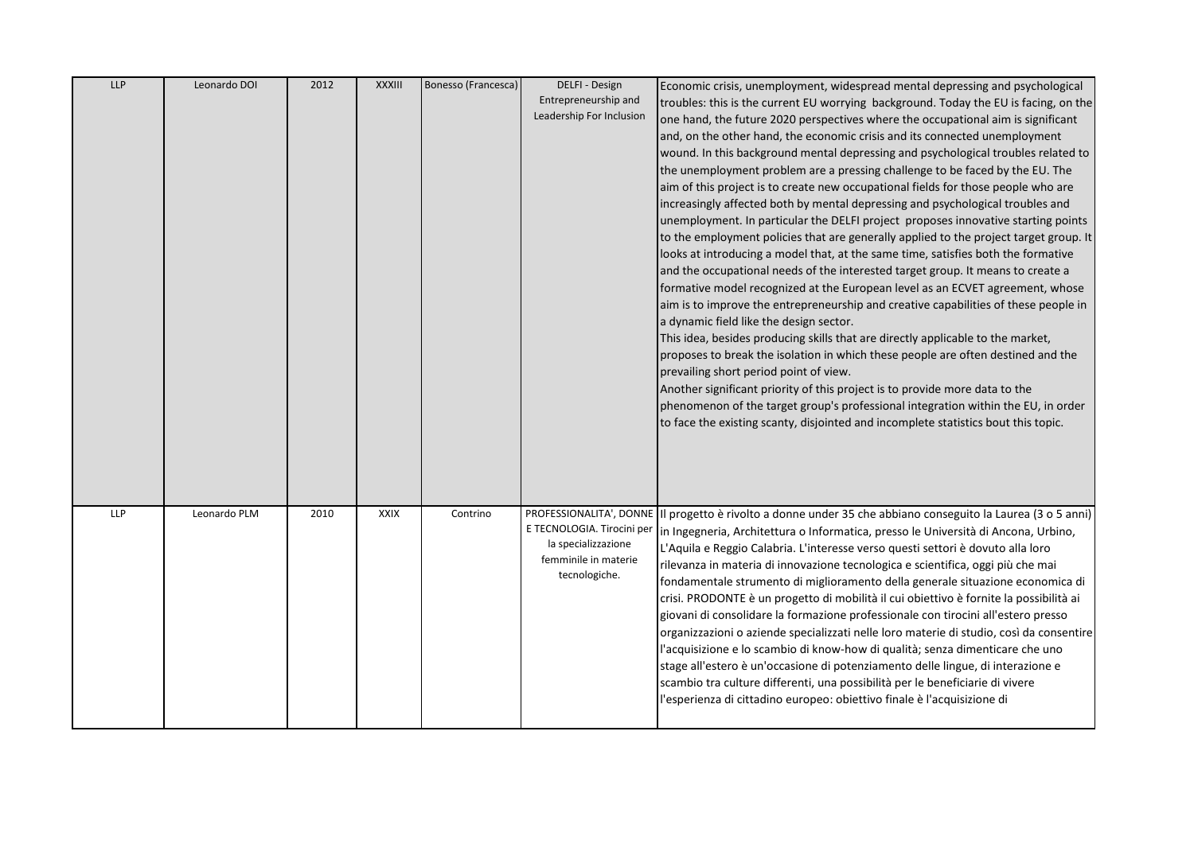| LLP | Leonardo DOI | 2012 | XXXIII | Bonesso (Francesca) | DELFI - Design Entrepreneurship and Leadership For Inclusion | Economic crisis, unemployment, widespread mental depressing and psychological troubles: this is the current EU worrying background. Today the EU is facing, on the one hand, the future 2020 perspectives where the occupational aim is significant and, on the other hand, the economic crisis and its connected unemployment wound. In this background mental depressing and psychological troubles related to the unemployment problem are a pressing challenge to be faced by the EU. The aim of this project is to create new occupational fields for those people who are increasingly affected both by mental depressing and psychological troubles and unemployment. In particular the DELFI project proposes innovative starting points to the employment policies that are generally applied to the project target group. It looks at introducing a model that, at the same time, satisfies both the formative and the occupational needs of the interested target group. It means to create a formative model recognized at the European level as an ECVET agreement, whose aim is to improve the entrepreneurship and creative capabilities of these people in a dynamic field like the design sector.<br>This idea, besides producing skills that are directly applicable to the market, proposes to break the isolation in which these people are often destined and the prevailing short period point of view.<br>Another significant priority of this project is to provide more data to the phenomenon of the target group's professional integration within the EU, in order to face the existing scanty, disjointed and incomplete statistics bout this topic. |
|---|---|---|---|---|---|---|
| LLP | Leonardo PLM | 2010 | XXIX | Contrino | PROFESSIONALITA', DONNE E TECNOLOGIA. Tirocini per la specializzazione femminile in materie tecnologiche. | Il progetto è rivolto a donne under 35 che abbiano conseguito la Laurea (3 o 5 anni) in Ingegneria, Architettura o Informatica, presso le Università di Ancona, Urbino, L'Aquila e Reggio Calabria. L'interesse verso questi settori è dovuto alla loro rilevanza in materia di innovazione tecnologica e scientifica, oggi più che mai fondamentale strumento di miglioramento della generale situazione economica di crisi. PRODONTE è un progetto di mobilità il cui obiettivo è fornite la possibilità ai giovani di consolidare la formazione professionale con tirocini all'estero presso organizzazioni o aziende specializzati nelle loro materie di studio, così da consentire l'acquisizione e lo scambio di know-how di qualità; senza dimenticare che uno stage all'estero è un'occasione di potenziamento delle lingue, di interazione e scambio tra culture differenti, una possibilità per le beneficiarie di vivere l'esperienza di cittadino europeo: obiettivo finale è l'acquisizione di |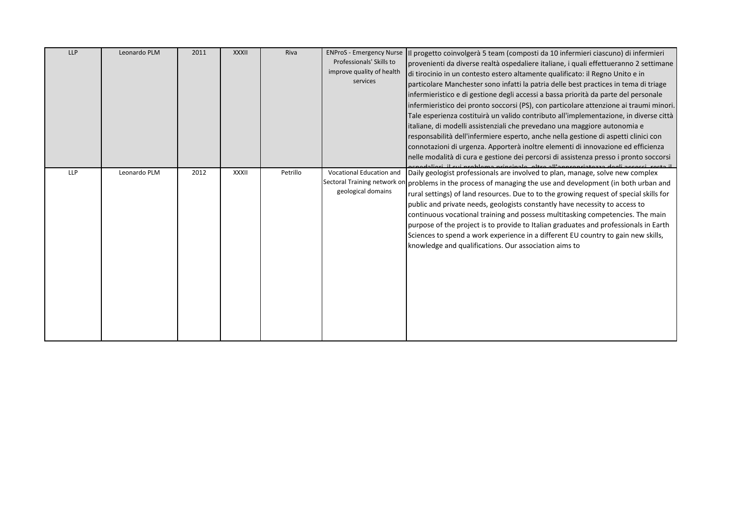| LLP | Leonardo PLM | 2011 | XXXII | Riva | ENProS - Emergency Nurse Professionals' Skills to improve quality of health services | Il progetto coinvolgerà 5 team (composti da 10 infermieri ciascuno) di infermieri provenienti da diverse realtà ospedaliere italiane, i quali effettueranno 2 settimane di tirocinio in un contesto estero altamente qualificato: il Regno Unito e in particolare Manchester sono infatti la patria delle best practices in tema di triage infermieristico e di gestione degli accessi a bassa priorità da parte del personale infermieristico dei pronto soccorsi (PS), con particolare attenzione ai traumi minori. Tale esperienza costituirà un valido contributo all'implementazione, in diverse città italiane, di modelli assistenziali che prevedano una maggiore autonomia e responsabilità dell'infermiere esperto, anche nella gestione di aspetti clinici con connotazioni di urgenza. Apporterà inoltre elementi di innovazione ed efficienza nelle modalità di cura e gestione dei percorsi di assistenza presso i pronto soccorsi ospedalieri, il cui problema principale, oltre all'appropriatezza degli accessi, resta il |
|---|---|---|---|---|---|---|
| LLP | Leonardo PLM | 2012 | XXXII | Petrillo | Vocational Education and Sectoral Training network on geological domains | Daily geologist professionals are involved to plan, manage, solve new complex problems in the process of managing the use and development (in both urban and rural settings) of land resources. Due to to the growing request of special skills for public and private needs, geologists constantly have necessity to access to continuous vocational training and possess multitasking competencies. The main purpose of the project is to provide to Italian graduates and professionals in Earth Sciences to spend a work experience in a different EU country to gain new skills, knowledge and qualifications. Our association aims to |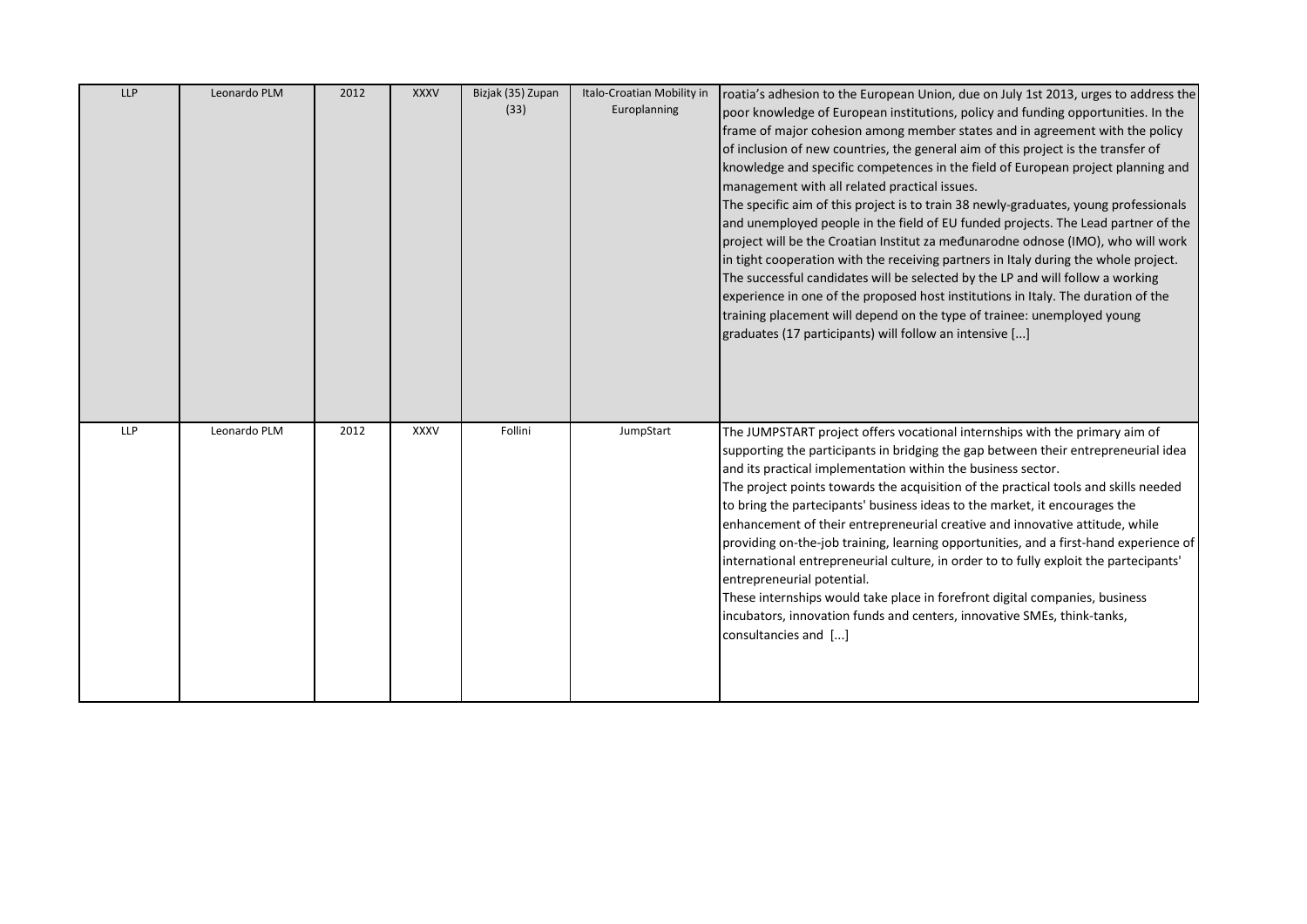| LLP | Leonardo PLM | 2012 | XXXV | Bizjak (35) Zupan (33) | Italo-Croatian Mobility in Europlanning | roatia's adhesion to the European Union, due on July 1st 2013, urges to address the poor knowledge of European institutions, policy and funding opportunities. In the frame of major cohesion among member states and in agreement with the policy of inclusion of new countries, the general aim of this project is the transfer of knowledge and specific competences in the field of European project planning and management with all related practical issues.<br>The specific aim of this project is to train 38 newly-graduates, young professionals and unemployed people in the field of EU funded projects. The Lead partner of the project will be the Croatian Institut za međunarodne odnose (IMO), who will work in tight cooperation with the receiving partners in Italy during the whole project. The successful candidates will be selected by the LP and will follow a working experience in one of the proposed host institutions in Italy. The duration of the training placement will depend on the type of trainee: unemployed young graduates (17 participants) will follow an intensive [...] |
|---|---|---|---|---|---|---|
| LLP | Leonardo PLM | 2012 | XXXV | Follini | JumpStart | The JUMPSTART project offers vocational internships with the primary aim of supporting the participants in bridging the gap between their entrepreneurial idea and its practical implementation within the business sector.<br>The project points towards the acquisition of the practical tools and skills needed to bring the partecipants' business ideas to the market, it encourages the enhancement of their entrepreneurial creative and innovative attitude, while providing on-the-job training, learning opportunities, and a first-hand experience of international entrepreneurial culture, in order to to fully exploit the partecipants' entrepreneurial potential.<br>These internships would take place in forefront digital companies, business incubators, innovation funds and centers, innovative SMEs, think-tanks, consultancies and [...] |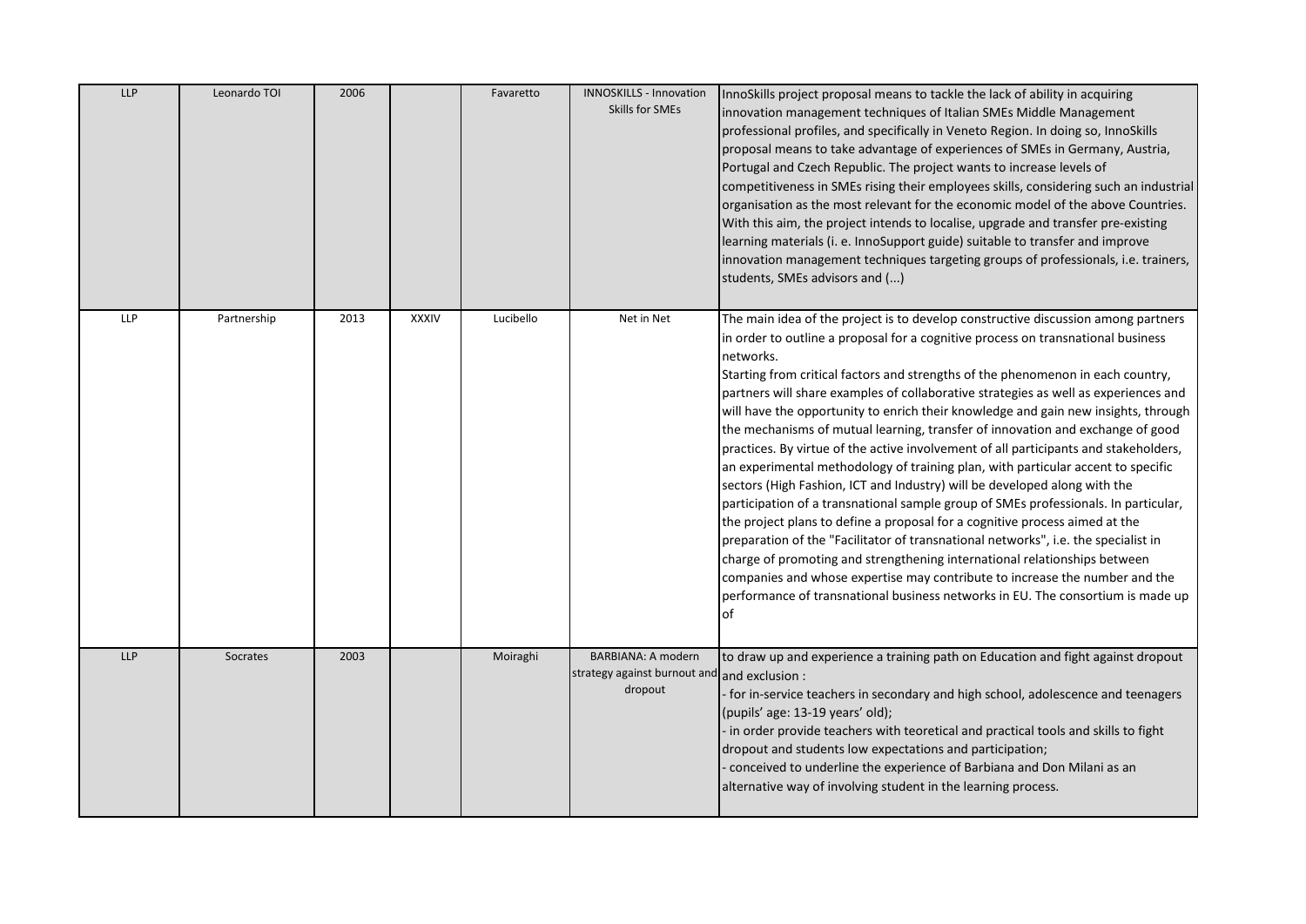| LLP | Leonardo TOI | 2006 | | Favaretto | INNOSKILLS - Innovation Skills for SMEs | InnoSkills project proposal means to tackle the lack of ability in acquiring innovation management techniques of Italian SMEs Middle Management professional profiles, and specifically in Veneto Region. In doing so, InnoSkills proposal means to take advantage of experiences of SMEs in Germany, Austria, Portugal and Czech Republic. The project wants to increase levels of competitiveness in SMEs rising their employees skills, considering such an industrial organisation as the most relevant for the economic model of the above Countries. With this aim, the project intends to localise, upgrade and transfer pre-existing learning materials (i. e. InnoSupport guide) suitable to transfer and improve innovation management techniques targeting groups of professionals, i.e. trainers, students, SMEs advisors and (...) |
|---|---|---|---|---|---|---|
| LLP | Partnership | 2013 | XXXIV | Lucibello | Net in Net | The main idea of the project is to develop constructive discussion among partners in order to outline a proposal for a cognitive process on transnational business networks.<br>Starting from critical factors and strengths of the phenomenon in each country, partners will share examples of collaborative strategies as well as experiences and will have the opportunity to enrich their knowledge and gain new insights, through the mechanisms of mutual learning, transfer of innovation and exchange of good practices. By virtue of the active involvement of all participants and stakeholders, an experimental methodology of training plan, with particular accent to specific sectors (High Fashion, ICT and Industry) will be developed along with the participation of a transnational sample group of SMEs professionals. In particular, the project plans to define a proposal for a cognitive process aimed at the preparation of the "Facilitator of transnational networks", i.e. the specialist in charge of promoting and strengthening international relationships between companies and whose expertise may contribute to increase the number and the performance of transnational business networks in EU. The consortium is made up of |
| LLP | Socrates | 2003 | | Moiraghi | BARBIANA: A modern strategy against burnout and dropout | to draw up and experience a training path on Education and fight against dropout and exclusion :<br>- for in-service teachers in secondary and high school, adolescence and teenagers (pupils' age: 13-19 years' old);<br>- in order provide teachers with theoretical and practical tools and skills to fight dropout and students low expectations and participation;<br>- conceived to underline the experience of Barbiana and Don Milani as an alternative way of involving student in the learning process. |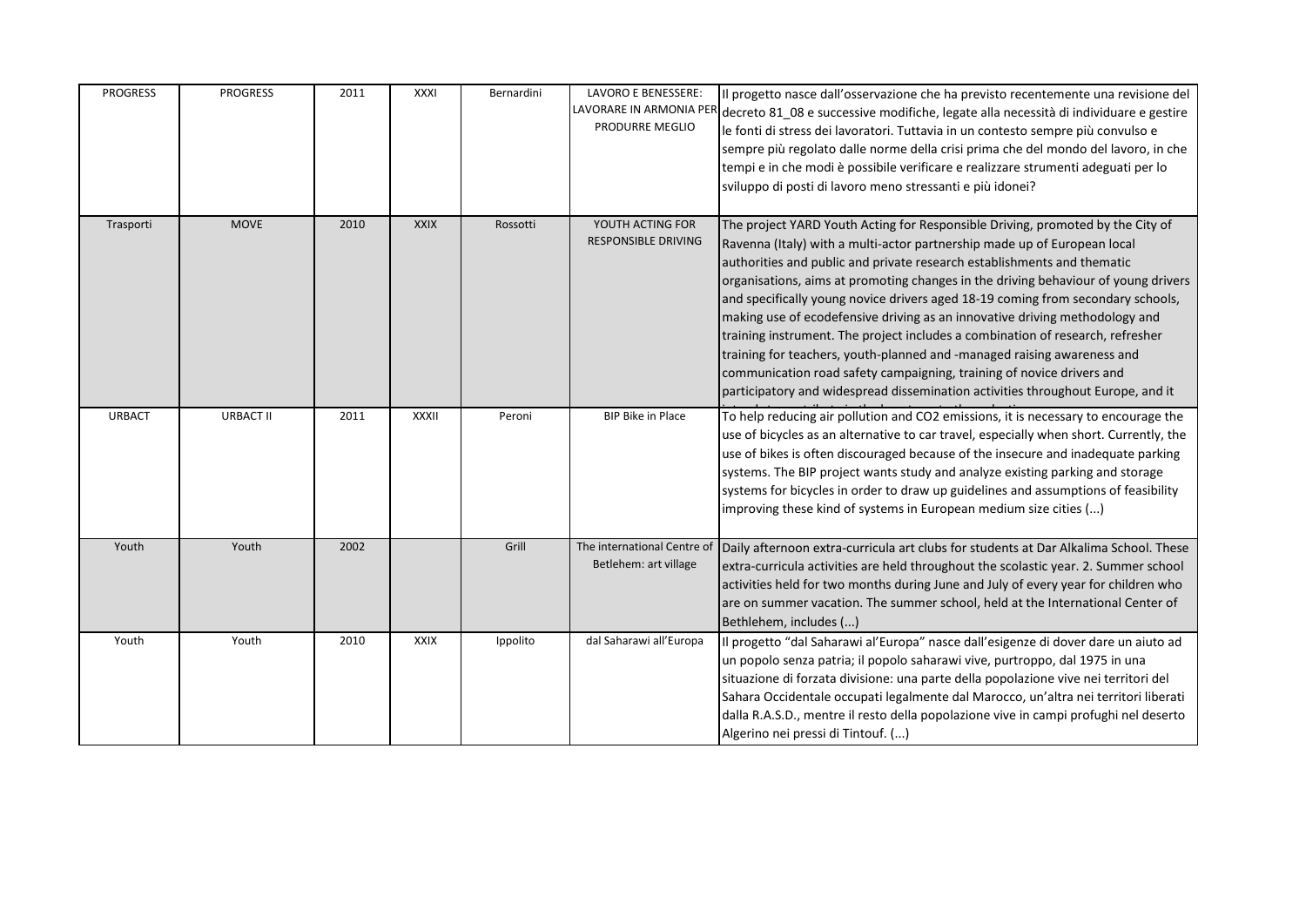| PROGRESS | PROGRESS | 2011 | XXXI | Bernardini | LAVORO E BENESSERE: LAVORARE IN ARMONIA PER PRODURRE MEGLIO | Il progetto nasce dall'osservazione che ha previsto recentemente una revisione del decreto 81_08 e successive modifiche, legate alla necessità di individuare e gestire le fonti di stress dei lavoratori. Tuttavia in un contesto sempre più convulso e sempre più regolato dalle norme della crisi prima che del mondo del lavoro, in che tempi e in che modi è possibile verificare e realizzare strumenti adeguati per lo sviluppo di posti di lavoro meno stressanti e più idonei? |
|---|---|---|---|---|---|---|
| Trasporti | MOVE | 2010 | XXIX | Rossotti | YOUTH ACTING FOR RESPONSIBLE DRIVING | The project YARD Youth Acting for Responsible Driving, promoted by the City of Ravenna (Italy) with a multi-actor partnership made up of European local authorities and public and private research establishments and thematic organisations, aims at promoting changes in the driving behaviour of young drivers and specifically young novice drivers aged 18-19 coming from secondary schools, making use of ecodefensive driving as an innovative driving methodology and training instrument. The project includes a combination of research, refresher training for teachers, youth-planned and -managed raising awareness and communication road safety campaigning, training of novice drivers and participatory and widespread dissemination activities throughout Europe, and it |
| URBACT | URBACT II | 2011 | XXXII | Peroni | BIP Bike in Place | To help reducing air pollution and CO2 emissions, it is necessary to encourage the use of bicycles as an alternative to car travel, especially when short. Currently, the use of bikes is often discouraged because of the insecure and inadequate parking systems. The BIP project wants study and analyze existing parking and storage systems for bicycles in order to draw up guidelines and assumptions of feasibility improving these kind of systems in European medium size cities (...) |
| Youth | Youth | 2002 | | Grill | The international Centre of Betlehem: art village | Daily afternoon extra-curricula art clubs for students at Dar Alkalima School. These extra-curricula activities are held throughout the scolastic year. 2. Summer school activities held for two months during June and July of every year for children who are on summer vacation. The summer school, held at the International Center of Bethlehem, includes (...) |
| Youth | Youth | 2010 | XXIX | Ippolito | dal Saharawi all'Europa | Il progetto "dal Saharawi al'Europa" nasce dall'esigenze di dover dare un aiuto ad un popolo senza patria; il popolo saharawi vive, purtroppo, dal 1975 in una situazione di forzata divisione: una parte della popolazione vive nei territori del Sahara Occidentale occupati legalmente dal Marocco, un'altra nei territori liberati dalla R.A.S.D., mentre il resto della popolazione vive in campi profughi nel deserto Algerino nei pressi di Tintouf. (...) |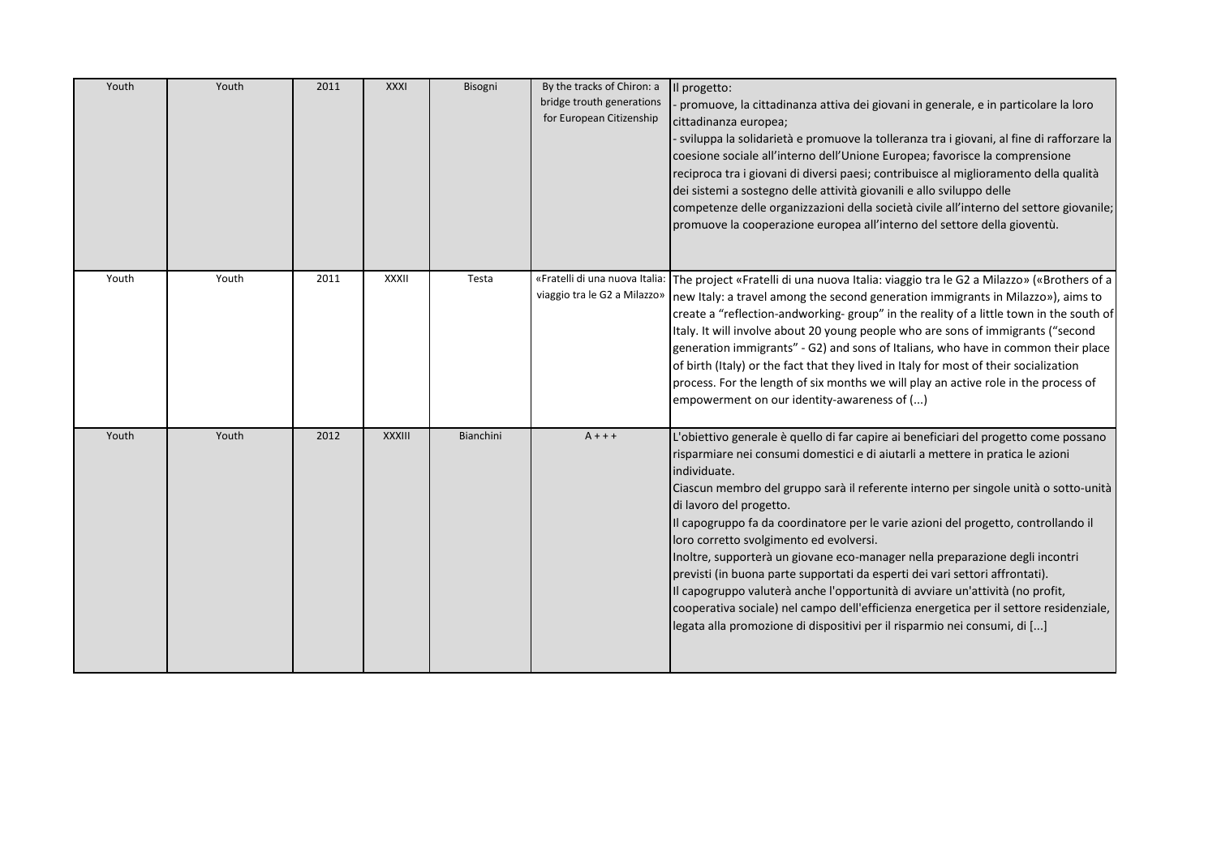| | | | | | | |
|---|---|---|---|---|---|---|
| Youth | Youth | 2011 | XXXI | Bisogni | By the tracks of Chiron: a bridge trouth generations for European Citizenship | Il progetto:<br>- promuove, la cittadinanza attiva dei giovani in generale, e in particolare la loro cittadinanza europea;<br>- sviluppa la solidarietà e promuove la tolleranza tra i giovani, al fine di rafforzare la coesione sociale all'interno dell'Unione Europea; favorisce la comprensione reciproca tra i giovani di diversi paesi; contribuisce al miglioramento della qualità dei sistemi a sostegno delle attività giovanili e allo sviluppo delle competenze delle organizzazioni della società civile all'interno del settore giovanile; promuove la cooperazione europea all'interno del settore della gioventù. |
| Youth | Youth | 2011 | XXXII | Testa | «Fratelli di una nuova Italia: viaggio tra le G2 a Milazzo» | The project «Fratelli di una nuova Italia: viaggio tra le G2 a Milazzo» («Brothers of a new Italy: a travel among the second generation immigrants in Milazzo»), aims to create a "reflection-andworking- group" in the reality of a little town in the south of Italy. It will involve about 20 young people who are sons of immigrants ("second generation immigrants" - G2) and sons of Italians, who have in common their place of birth (Italy) or the fact that they lived in Italy for most of their socialization process. For the length of six months we will play an active role in the process of empowerment on our identity-awareness of (...) |
| Youth | Youth | 2012 | XXXIII | Bianchini | A + + + | L'obiettivo generale è quello di far capire ai beneficiari del progetto come possano risparmiare nei consumi domestici e di aiutarli a mettere in pratica le azioni individuate.<br>Ciascun membro del gruppo sarà il referente interno per singole unità o sotto-unità di lavoro del progetto.<br>Il capogruppo fa da coordinatore per le varie azioni del progetto, controllando il loro corretto svolgimento ed evolversi.<br>Inoltre, supporterà un giovane eco-manager nella preparazione degli incontri previsti (in buona parte supportati da esperti dei vari settori affrontati).<br>Il capogruppo valuterà anche l'opportunità di avviare un'attività (no profit, cooperativa sociale) nel campo dell'efficienza energetica per il settore residenziale, legata alla promozione di dispositivi per il risparmio nei consumi, di [...] |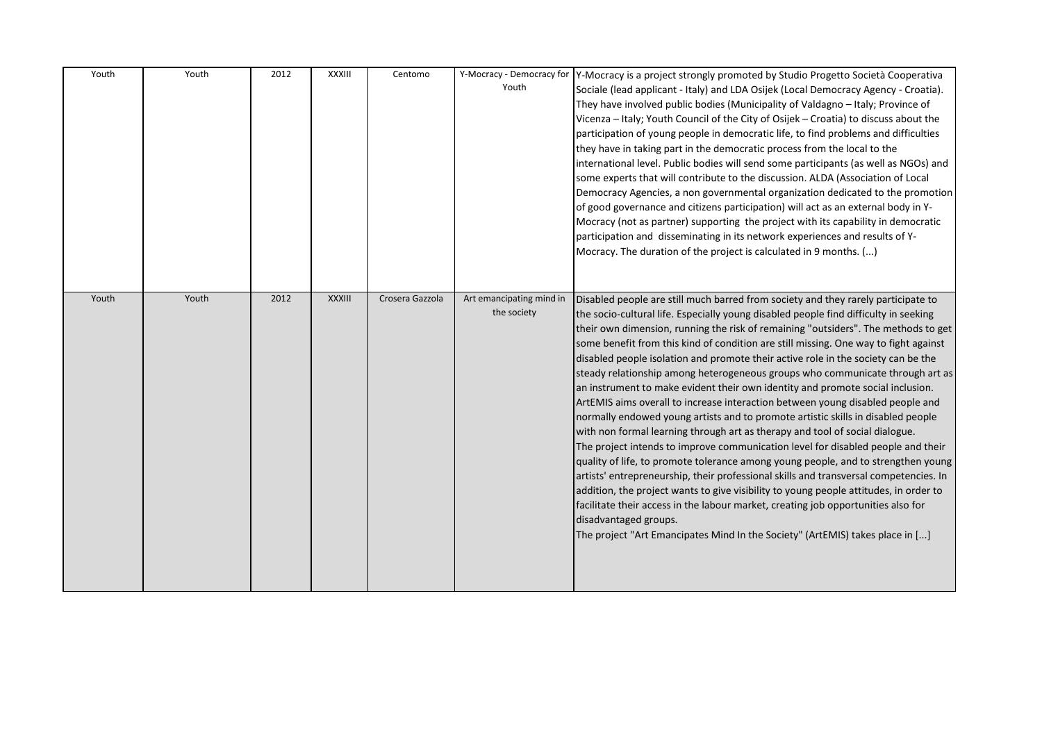| Youth | Youth | 2012 | XXXIII | Centomo | Y-Mocracy - Democracy for Youth | Y-Mocracy is a project strongly promoted by Studio Progetto Società Cooperativa Sociale (lead applicant - Italy) and LDA Osijek (Local Democracy Agency - Croatia). They have involved public bodies (Municipality of Valdagno – Italy; Province of Vicenza – Italy; Youth Council of the City of Osijek – Croatia) to discuss about the participation of young people in democratic life, to find problems and difficulties they have in taking part in the democratic process from the local to the international level. Public bodies will send some participants (as well as NGOs) and some experts that will contribute to the discussion. ALDA (Association of Local Democracy Agencies, a non governmental organization dedicated to the promotion of good governance and citizens participation) will act as an external body in Y-Mocracy (not as partner) supporting the project with its capability in democratic participation and disseminating in its network experiences and results of Y-Mocracy. The duration of the project is calculated in 9 months. (...) |
|---|---|---|---|---|---|---|
| Youth | Youth | 2012 | XXXIII | Crosera Gazzola | Art emancipating mind in the society | Disabled people are still much barred from society and they rarely participate to the socio-cultural life. Especially young disabled people find difficulty in seeking their own dimension, running the risk of remaining "outsiders". The methods to get some benefit from this kind of condition are still missing. One way to fight against disabled people isolation and promote their active role in the society can be the steady relationship among heterogeneous groups who communicate through art as an instrument to make evident their own identity and promote social inclusion. ArtEMIS aims overall to increase interaction between young disabled people and normally endowed young artists and to promote artistic skills in disabled people with non formal learning through art as therapy and tool of social dialogue.<br>The project intends to improve communication level for disabled people and their quality of life, to promote tolerance among young people, and to strengthen young artists' entrepreneurship, their professional skills and transversal competencies. In addition, the project wants to give visibility to young people attitudes, in order to facilitate their access in the labour market, creating job opportunities also for disadvantaged groups.<br>The project "Art Emancipates Mind In the Society" (ArtEMIS) takes place in [...] |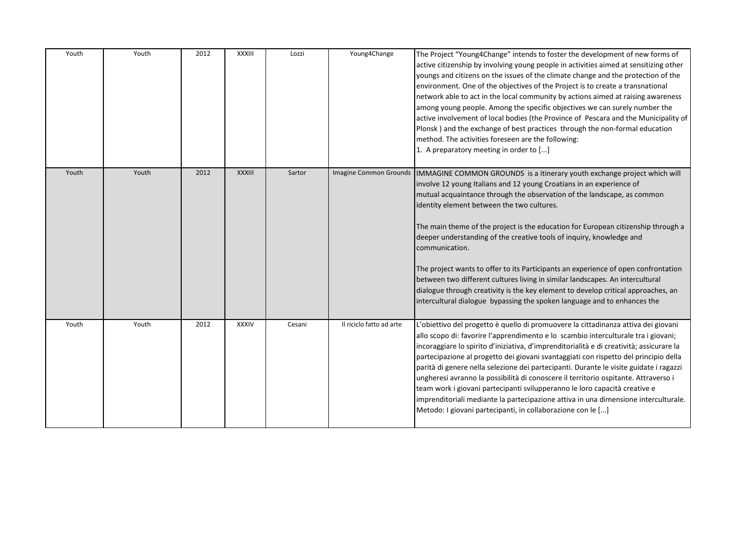| Youth | Youth | 2012 | XXXIII | Lozzi | Young4Change | The Project “Young4Change” intends to foster the development of new forms of active citizenship by involving young people in activities aimed at sensitizing other youngs and citizens on the issues of the climate change and the protection of the environment. One of the objectives of the Project is to create a transnational network able to act in the local community by actions aimed at raising awareness among young people. Among the specific objectives we can surely number the active involvement of local bodies (the Province of Pescara and the Municipality of Plonsk ) and the exchange of best practices through the non-formal education method. The activities foreseen are the following:<br>1. A preparatory meeting in order to [...] |
|---|---|---|---|---|---|---|
| Youth | Youth | 2012 | XXXIII | Sartor | Imagine Common Grounds | IMMAGINE COMMON GROUNDS is a itinerary youth exchange project which will involve 12 young Italians and 12 young Croatians in an experience of mutual acquaintance through the observation of the landscape, as common identity element between the two cultures.<br><br>The main theme of the project is the education for European citizenship through a deeper understanding of the creative tools of inquiry, knowledge and communication.<br><br>The project wants to offer to its Participants an experience of open confrontation between two different cultures living in similar landscapes. An intercultural dialogue through creativity is the key element to develop critical approaches, an intercultural dialogue bypassing the spoken language and to enhances the |
| Youth | Youth | 2012 | XXXIV | Cesani | Il riciclo fatto ad arte | L’obiettivo del progetto è quello di promuovere la cittadinanza attiva dei giovani allo scopo di: favorire l’apprendimento e lo scambio interculturale tra i giovani; incoraggiare lo spirito d’iniziativa, d’imprenditorialità e di creatività; assicurare la partecipazione al progetto dei giovani svantaggiati con rispetto del principio della parità di genere nella selezione dei partecipanti. Durante le visite guidate i ragazzi ungheresi avranno la possibilità di conoscere il territorio ospitante. Attraverso i team work i giovani partecipanti svilupperanno le loro capacità creative e imprenditoriali mediante la partecipazione attiva in una dimensione interculturale. Metodo: I giovani partecipanti, in collaborazione con le [...] |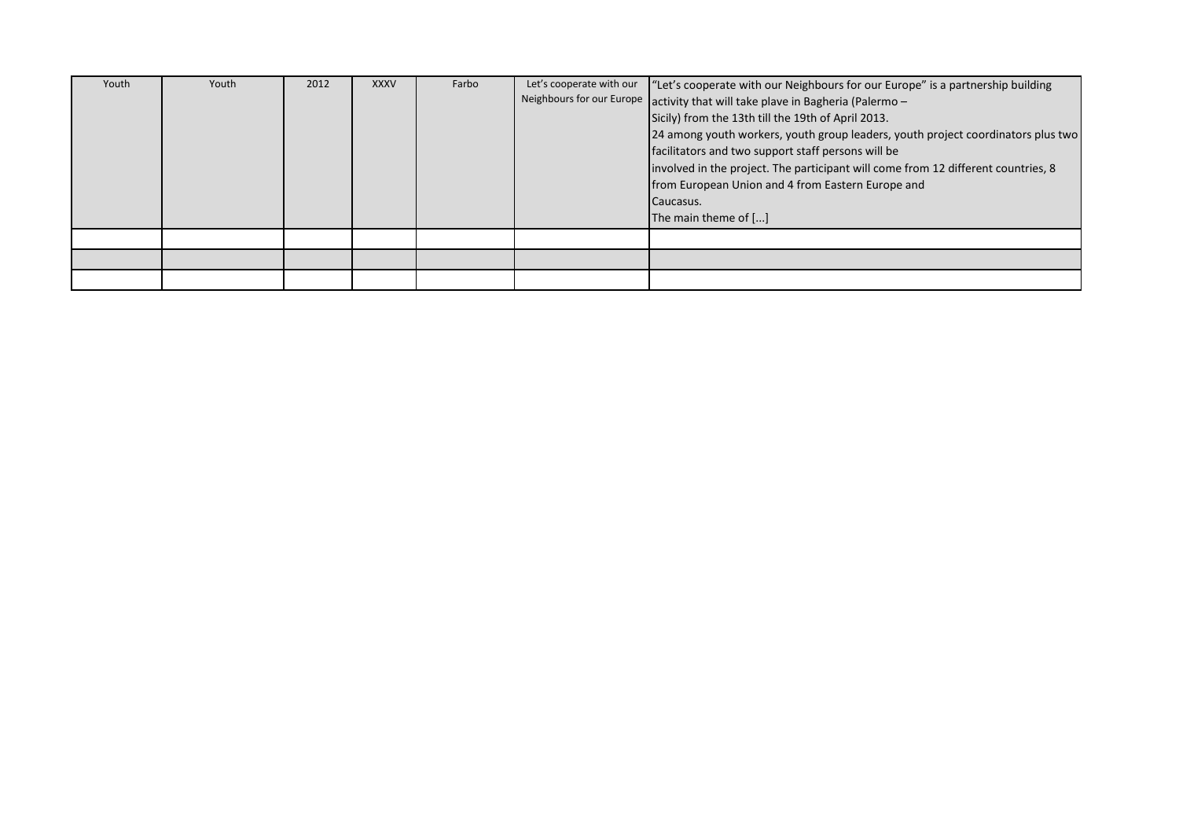| | | | | | | |
|---|---|---|---|---|---|---|
| Youth | Youth | 2012 | XXXV | Farbo | Let's cooperate with our Neighbours for our Europe | "Let's cooperate with our Neighbours for our Europe" is a partnership building activity that will take plave in Bagheria (Palermo – Sicily) from the 13th till the 19th of April 2013. 24 among youth workers, youth group leaders, youth project coordinators plus two facilitators and two support staff persons will be involved in the project. The participant will come from 12 different countries, 8 from European Union and 4 from Eastern Europe and Caucasus. The main theme of [...] |
| | | | | | | |
| | | | | | | |
| | | | | | | |